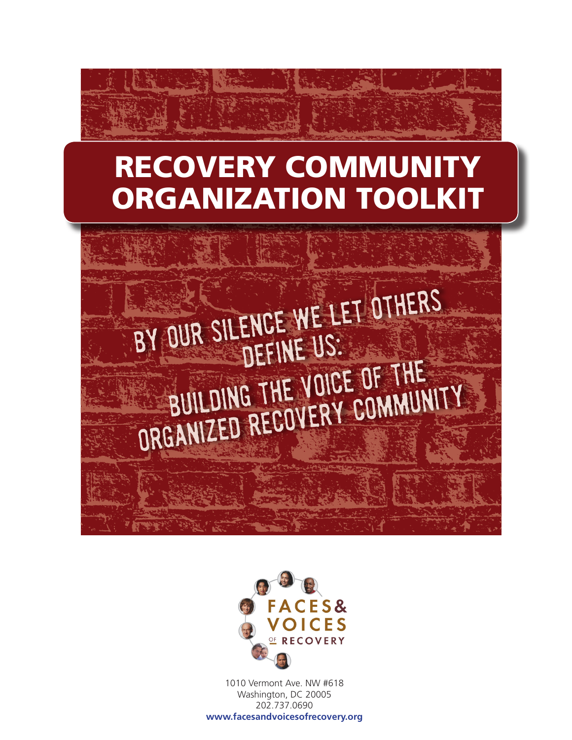# RECOVERY COMMUNITY ORGANIZATION TOOLKIT

## BY OUR SILENCE WE LET OTHERS DEFINE US: BUILDING THE VOICE OF THE ORGANIZED RECOVERY COMMUNITY

FACES & VOICES OF RECOVERY

1010 Vermont Ave. NW #618
Washington, DC 20005
202.737.0690
**www.facesandvoicesofrecovery.org**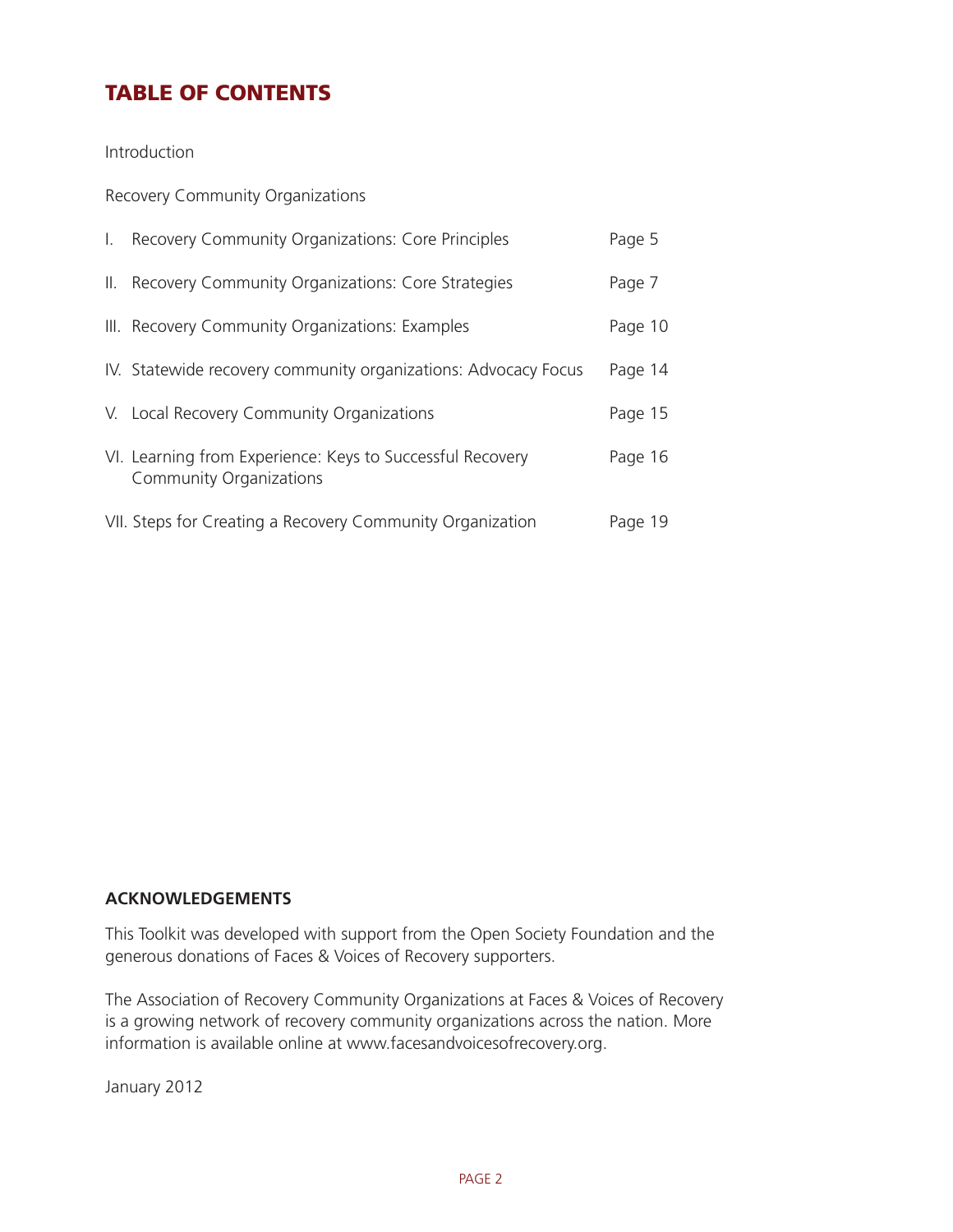# TABLE OF CONTENTS

Introduction

Recovery Community Organizations

| | |
|---|---|
| I. Recovery Community Organizations: Core Principles | Page 5 |
| II. Recovery Community Organizations: Core Strategies | Page 7 |
| III. Recovery Community Organizations: Examples | Page 10 |
| IV. Statewide recovery community organizations: Advocacy Focus | Page 14 |
| V. Local Recovery Community Organizations | Page 15 |
| VI. Learning from Experience: Keys to Successful Recovery Community Organizations | Page 16 |
| VII. Steps for Creating a Recovery Community Organization | Page 19 |

**ACKNOWLEDGEMENTS**

This Toolkit was developed with support from the Open Society Foundation and the generous donations of Faces & Voices of Recovery supporters.

The Association of Recovery Community Organizations at Faces & Voices of Recovery is a growing network of recovery community organizations across the nation. More information is available online at www.facesandvoicesofrecovery.org.

January 2012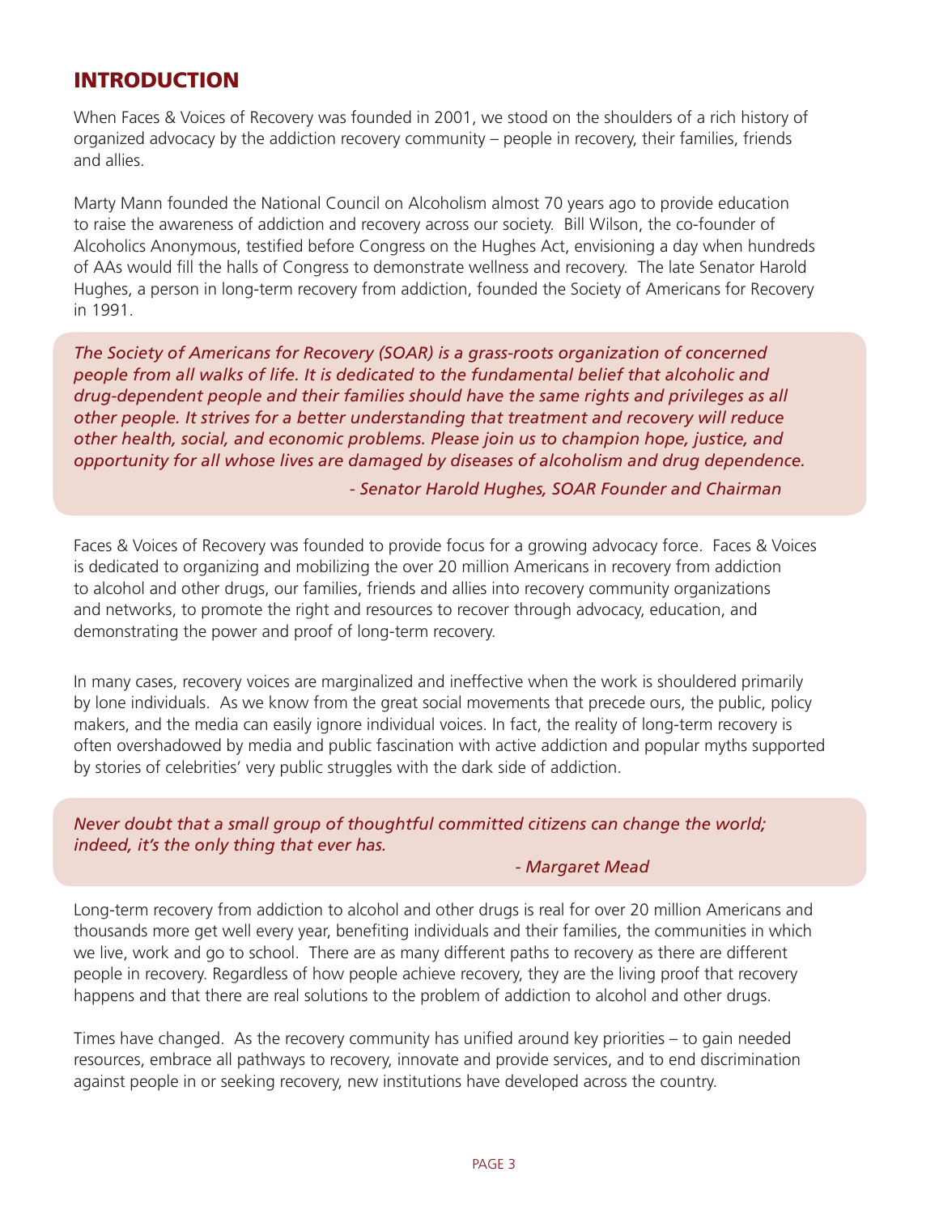## INTRODUCTION

When Faces & Voices of Recovery was founded in 2001, we stood on the shoulders of a rich history of organized advocacy by the addiction recovery community – people in recovery, their families, friends and allies.

Marty Mann founded the National Council on Alcoholism almost 70 years ago to provide education to raise the awareness of addiction and recovery across our society. Bill Wilson, the co-founder of Alcoholics Anonymous, testified before Congress on the Hughes Act, envisioning a day when hundreds of AAs would fill the halls of Congress to demonstrate wellness and recovery. The late Senator Harold Hughes, a person in long-term recovery from addiction, founded the Society of Americans for Recovery in 1991.

> *The Society of Americans for Recovery (SOAR) is a grass-roots organization of concerned people from all walks of life. It is dedicated to the fundamental belief that alcoholic and drug-dependent people and their families should have the same rights and privileges as all other people. It strives for a better understanding that treatment and recovery will reduce other health, social, and economic problems. Please join us to champion hope, justice, and opportunity for all whose lives are damaged by diseases of alcoholism and drug dependence.*
>
> *- Senator Harold Hughes, SOAR Founder and Chairman*

Faces & Voices of Recovery was founded to provide focus for a growing advocacy force. Faces & Voices is dedicated to organizing and mobilizing the over 20 million Americans in recovery from addiction to alcohol and other drugs, our families, friends and allies into recovery community organizations and networks, to promote the right and resources to recover through advocacy, education, and demonstrating the power and proof of long-term recovery.

In many cases, recovery voices are marginalized and ineffective when the work is shouldered primarily by lone individuals. As we know from the great social movements that precede ours, the public, policy makers, and the media can easily ignore individual voices. In fact, the reality of long-term recovery is often overshadowed by media and public fascination with active addiction and popular myths supported by stories of celebrities' very public struggles with the dark side of addiction.

> *Never doubt that a small group of thoughtful committed citizens can change the world; indeed, it's the only thing that ever has.*
>
> *- Margaret Mead*

Long-term recovery from addiction to alcohol and other drugs is real for over 20 million Americans and thousands more get well every year, benefiting individuals and their families, the communities in which we live, work and go to school. There are as many different paths to recovery as there are different people in recovery. Regardless of how people achieve recovery, they are the living proof that recovery happens and that there are real solutions to the problem of addiction to alcohol and other drugs.

Times have changed. As the recovery community has unified around key priorities – to gain needed resources, embrace all pathways to recovery, innovate and provide services, and to end discrimination against people in or seeking recovery, new institutions have developed across the country.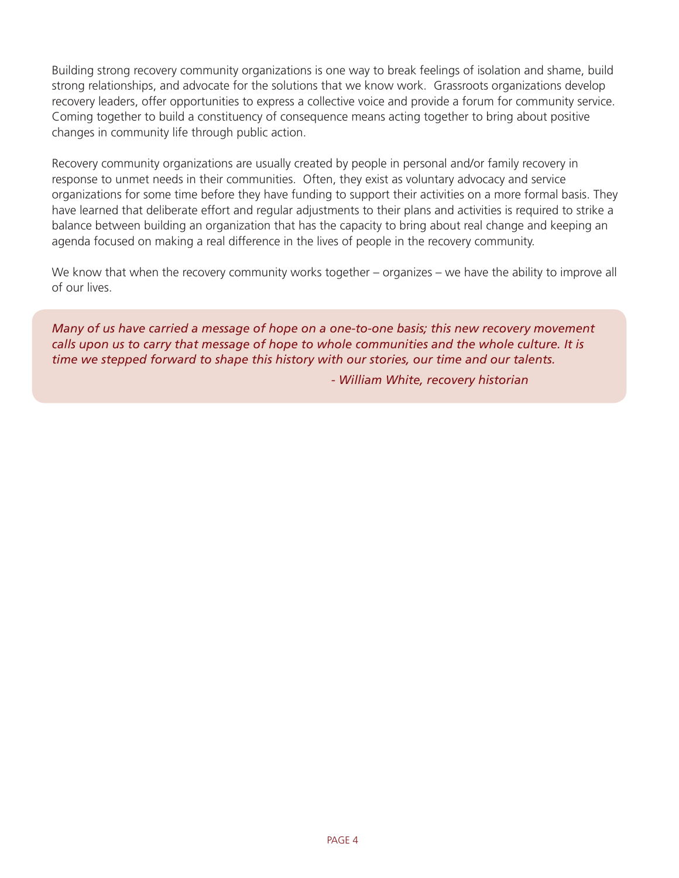Building strong recovery community organizations is one way to break feelings of isolation and shame, build strong relationships, and advocate for the solutions that we know work. Grassroots organizations develop recovery leaders, offer opportunities to express a collective voice and provide a forum for community service. Coming together to build a constituency of consequence means acting together to bring about positive changes in community life through public action.

Recovery community organizations are usually created by people in personal and/or family recovery in response to unmet needs in their communities. Often, they exist as voluntary advocacy and service organizations for some time before they have funding to support their activities on a more formal basis. They have learned that deliberate effort and regular adjustments to their plans and activities is required to strike a balance between building an organization that has the capacity to bring about real change and keeping an agenda focused on making a real difference in the lives of people in the recovery community.

We know that when the recovery community works together – organizes – we have the ability to improve all of our lives.

> *Many of us have carried a message of hope on a one-to-one basis; this new recovery movement calls upon us to carry that message of hope to whole communities and the whole culture. It is time we stepped forward to shape this history with our stories, our time and our talents.*
>
> *- William White, recovery historian*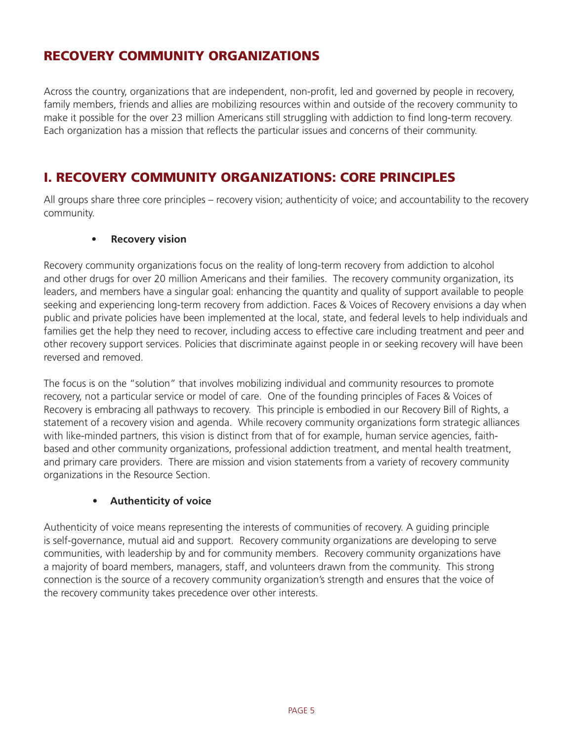## RECOVERY COMMUNITY ORGANIZATIONS

Across the country, organizations that are independent, non-profit, led and governed by people in recovery, family members, friends and allies are mobilizing resources within and outside of the recovery community to make it possible for the over 23 million Americans still struggling with addiction to find long-term recovery. Each organization has a mission that reflects the particular issues and concerns of their community.

## I. RECOVERY COMMUNITY ORGANIZATIONS: CORE PRINCIPLES

All groups share three core principles – recovery vision; authenticity of voice; and accountability to the recovery community.

- **Recovery vision**

Recovery community organizations focus on the reality of long-term recovery from addiction to alcohol and other drugs for over 20 million Americans and their families. The recovery community organization, its leaders, and members have a singular goal: enhancing the quantity and quality of support available to people seeking and experiencing long-term recovery from addiction. Faces & Voices of Recovery envisions a day when public and private policies have been implemented at the local, state, and federal levels to help individuals and families get the help they need to recover, including access to effective care including treatment and peer and other recovery support services. Policies that discriminate against people in or seeking recovery will have been reversed and removed.

The focus is on the "solution" that involves mobilizing individual and community resources to promote recovery, not a particular service or model of care. One of the founding principles of Faces & Voices of Recovery is embracing all pathways to recovery. This principle is embodied in our Recovery Bill of Rights, a statement of a recovery vision and agenda. While recovery community organizations form strategic alliances with like-minded partners, this vision is distinct from that of for example, human service agencies, faith-based and other community organizations, professional addiction treatment, and mental health treatment, and primary care providers. There are mission and vision statements from a variety of recovery community organizations in the Resource Section.

- **Authenticity of voice**

Authenticity of voice means representing the interests of communities of recovery. A guiding principle is self-governance, mutual aid and support. Recovery community organizations are developing to serve communities, with leadership by and for community members. Recovery community organizations have a majority of board members, managers, staff, and volunteers drawn from the community. This strong connection is the source of a recovery community organization's strength and ensures that the voice of the recovery community takes precedence over other interests.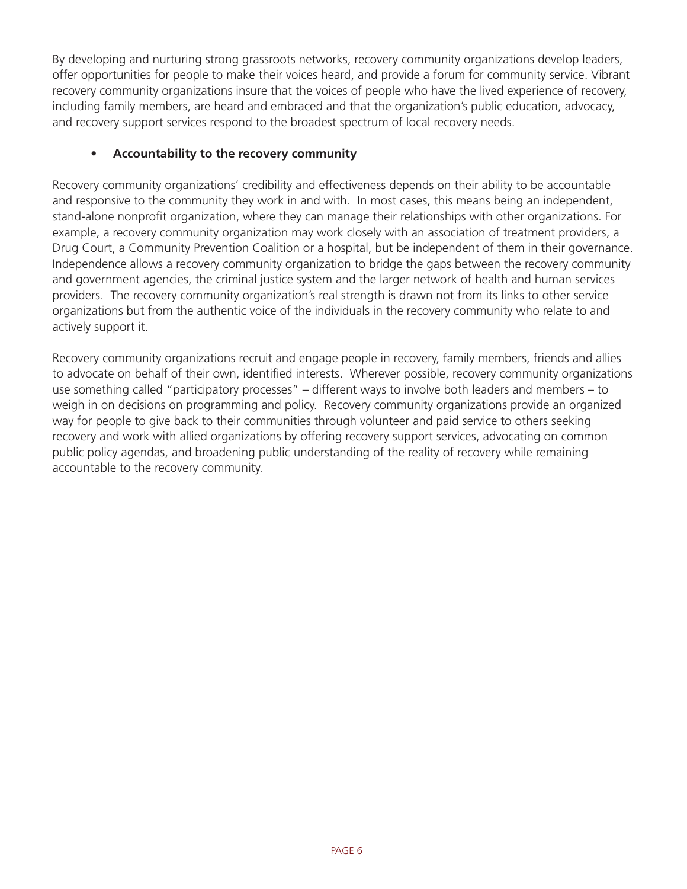By developing and nurturing strong grassroots networks, recovery community organizations develop leaders, offer opportunities for people to make their voices heard, and provide a forum for community service. Vibrant recovery community organizations insure that the voices of people who have the lived experience of recovery, including family members, are heard and embraced and that the organization's public education, advocacy, and recovery support services respond to the broadest spectrum of local recovery needs.

- **Accountability to the recovery community**

Recovery community organizations' credibility and effectiveness depends on their ability to be accountable and responsive to the community they work in and with. In most cases, this means being an independent, stand-alone nonprofit organization, where they can manage their relationships with other organizations. For example, a recovery community organization may work closely with an association of treatment providers, a Drug Court, a Community Prevention Coalition or a hospital, but be independent of them in their governance. Independence allows a recovery community organization to bridge the gaps between the recovery community and government agencies, the criminal justice system and the larger network of health and human services providers. The recovery community organization's real strength is drawn not from its links to other service organizations but from the authentic voice of the individuals in the recovery community who relate to and actively support it.

Recovery community organizations recruit and engage people in recovery, family members, friends and allies to advocate on behalf of their own, identified interests. Wherever possible, recovery community organizations use something called "participatory processes" – different ways to involve both leaders and members – to weigh in on decisions on programming and policy. Recovery community organizations provide an organized way for people to give back to their communities through volunteer and paid service to others seeking recovery and work with allied organizations by offering recovery support services, advocating on common public policy agendas, and broadening public understanding of the reality of recovery while remaining accountable to the recovery community.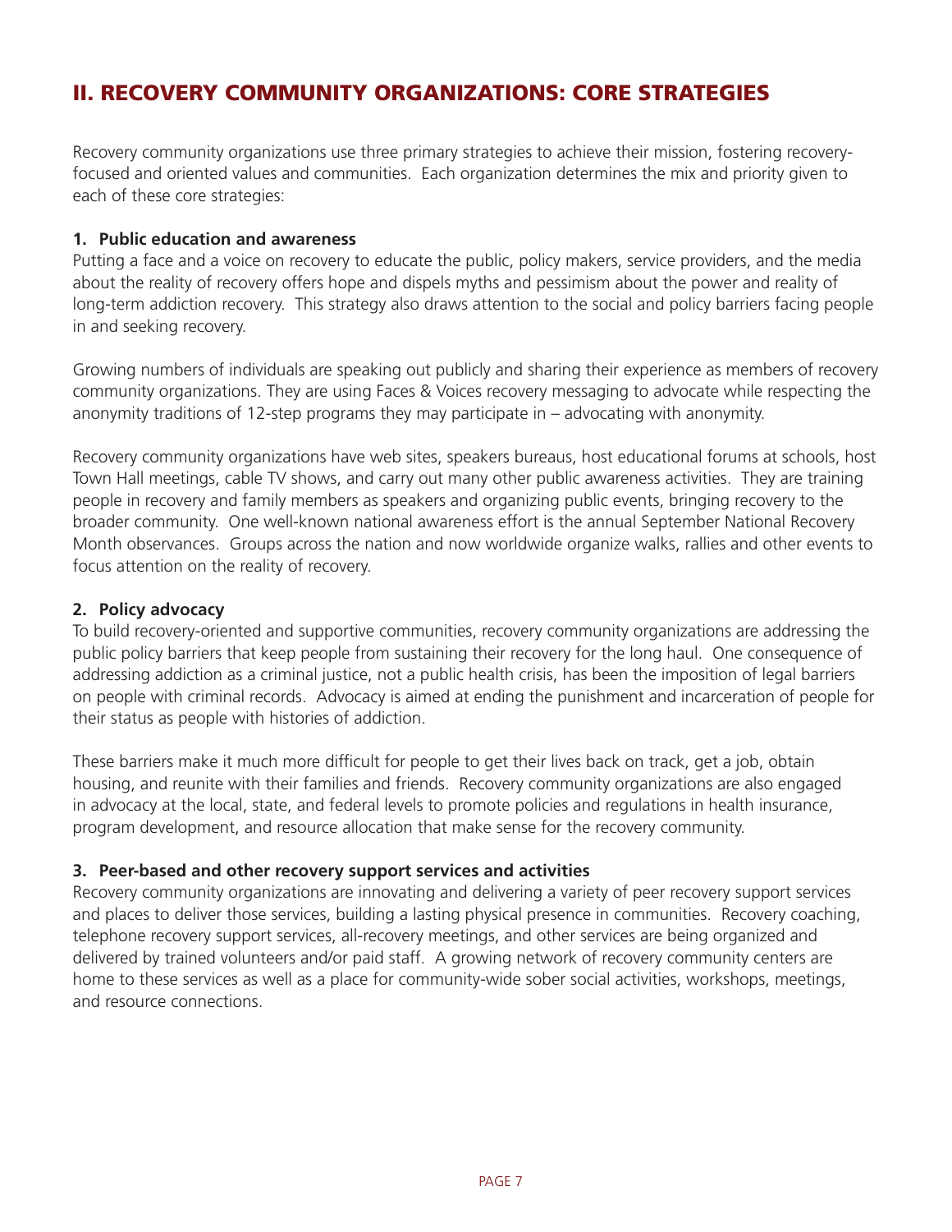## II. RECOVERY COMMUNITY ORGANIZATIONS: CORE STRATEGIES

Recovery community organizations use three primary strategies to achieve their mission, fostering recovery-focused and oriented values and communities. Each organization determines the mix and priority given to each of these core strategies:

### 1. Public education and awareness

Putting a face and a voice on recovery to educate the public, policy makers, service providers, and the media about the reality of recovery offers hope and dispels myths and pessimism about the power and reality of long-term addiction recovery. This strategy also draws attention to the social and policy barriers facing people in and seeking recovery.

Growing numbers of individuals are speaking out publicly and sharing their experience as members of recovery community organizations. They are using Faces & Voices recovery messaging to advocate while respecting the anonymity traditions of 12-step programs they may participate in – advocating with anonymity.

Recovery community organizations have web sites, speakers bureaus, host educational forums at schools, host Town Hall meetings, cable TV shows, and carry out many other public awareness activities. They are training people in recovery and family members as speakers and organizing public events, bringing recovery to the broader community. One well-known national awareness effort is the annual September National Recovery Month observances. Groups across the nation and now worldwide organize walks, rallies and other events to focus attention on the reality of recovery.

### 2. Policy advocacy

To build recovery-oriented and supportive communities, recovery community organizations are addressing the public policy barriers that keep people from sustaining their recovery for the long haul. One consequence of addressing addiction as a criminal justice, not a public health crisis, has been the imposition of legal barriers on people with criminal records. Advocacy is aimed at ending the punishment and incarceration of people for their status as people with histories of addiction.

These barriers make it much more difficult for people to get their lives back on track, get a job, obtain housing, and reunite with their families and friends. Recovery community organizations are also engaged in advocacy at the local, state, and federal levels to promote policies and regulations in health insurance, program development, and resource allocation that make sense for the recovery community.

### 3. Peer-based and other recovery support services and activities

Recovery community organizations are innovating and delivering a variety of peer recovery support services and places to deliver those services, building a lasting physical presence in communities. Recovery coaching, telephone recovery support services, all-recovery meetings, and other services are being organized and delivered by trained volunteers and/or paid staff. A growing network of recovery community centers are home to these services as well as a place for community-wide sober social activities, workshops, meetings, and resource connections.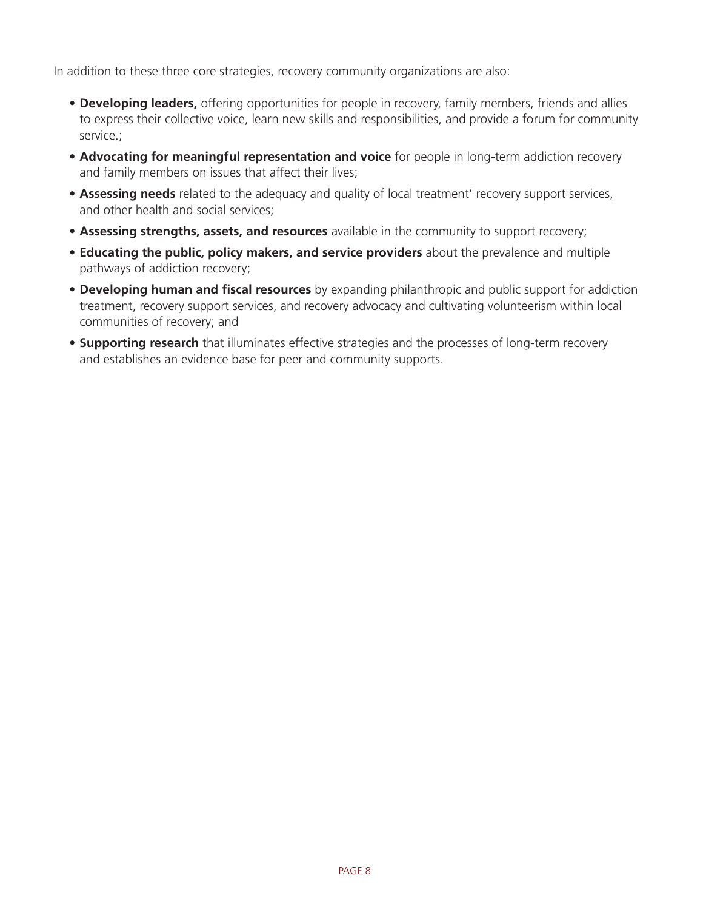In addition to these three core strategies, recovery community organizations are also:

- **Developing leaders,** offering opportunities for people in recovery, family members, friends and allies to express their collective voice, learn new skills and responsibilities, and provide a forum for community service.;
- **Advocating for meaningful representation and voice** for people in long-term addiction recovery and family members on issues that affect their lives;
- **Assessing needs** related to the adequacy and quality of local treatment' recovery support services, and other health and social services;
- **Assessing strengths, assets, and resources** available in the community to support recovery;
- **Educating the public, policy makers, and service providers** about the prevalence and multiple pathways of addiction recovery;
- **Developing human and fiscal resources** by expanding philanthropic and public support for addiction treatment, recovery support services, and recovery advocacy and cultivating volunteerism within local communities of recovery; and
- **Supporting research** that illuminates effective strategies and the processes of long-term recovery and establishes an evidence base for peer and community supports.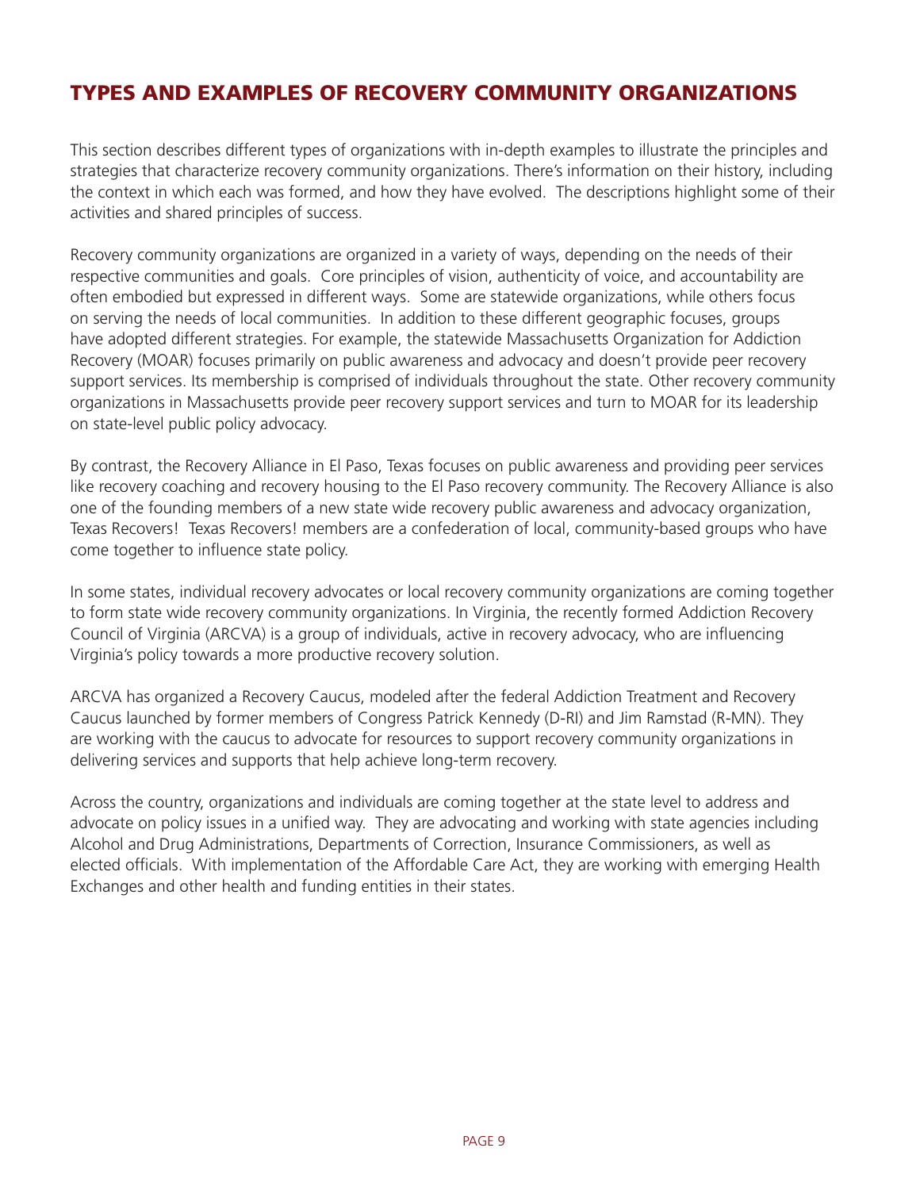## TYPES AND EXAMPLES OF RECOVERY COMMUNITY ORGANIZATIONS

This section describes different types of organizations with in-depth examples to illustrate the principles and strategies that characterize recovery community organizations. There's information on their history, including the context in which each was formed, and how they have evolved. The descriptions highlight some of their activities and shared principles of success.

Recovery community organizations are organized in a variety of ways, depending on the needs of their respective communities and goals. Core principles of vision, authenticity of voice, and accountability are often embodied but expressed in different ways. Some are statewide organizations, while others focus on serving the needs of local communities. In addition to these different geographic focuses, groups have adopted different strategies. For example, the statewide Massachusetts Organization for Addiction Recovery (MOAR) focuses primarily on public awareness and advocacy and doesn't provide peer recovery support services. Its membership is comprised of individuals throughout the state. Other recovery community organizations in Massachusetts provide peer recovery support services and turn to MOAR for its leadership on state-level public policy advocacy.

By contrast, the Recovery Alliance in El Paso, Texas focuses on public awareness and providing peer services like recovery coaching and recovery housing to the El Paso recovery community. The Recovery Alliance is also one of the founding members of a new state wide recovery public awareness and advocacy organization, Texas Recovers! Texas Recovers! members are a confederation of local, community-based groups who have come together to influence state policy.

In some states, individual recovery advocates or local recovery community organizations are coming together to form state wide recovery community organizations. In Virginia, the recently formed Addiction Recovery Council of Virginia (ARCVA) is a group of individuals, active in recovery advocacy, who are influencing Virginia's policy towards a more productive recovery solution.

ARCVA has organized a Recovery Caucus, modeled after the federal Addiction Treatment and Recovery Caucus launched by former members of Congress Patrick Kennedy (D-RI) and Jim Ramstad (R-MN). They are working with the caucus to advocate for resources to support recovery community organizations in delivering services and supports that help achieve long-term recovery.

Across the country, organizations and individuals are coming together at the state level to address and advocate on policy issues in a unified way. They are advocating and working with state agencies including Alcohol and Drug Administrations, Departments of Correction, Insurance Commissioners, as well as elected officials. With implementation of the Affordable Care Act, they are working with emerging Health Exchanges and other health and funding entities in their states.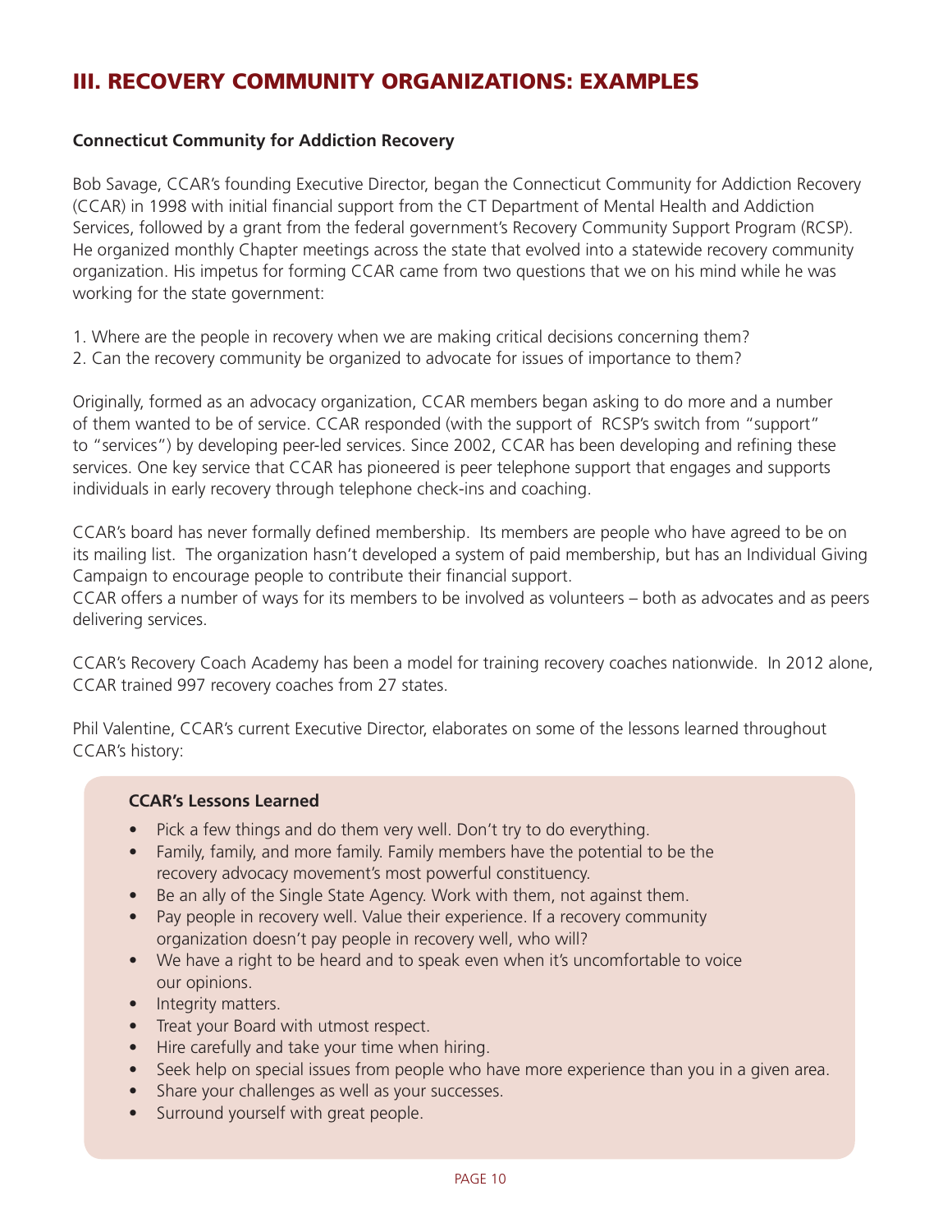## III. RECOVERY COMMUNITY ORGANIZATIONS: EXAMPLES

**Connecticut Community for Addiction Recovery**

Bob Savage, CCAR's founding Executive Director, began the Connecticut Community for Addiction Recovery (CCAR) in 1998 with initial financial support from the CT Department of Mental Health and Addiction Services, followed by a grant from the federal government's Recovery Community Support Program (RCSP). He organized monthly Chapter meetings across the state that evolved into a statewide recovery community organization. His impetus for forming CCAR came from two questions that we on his mind while he was working for the state government:

1. Where are the people in recovery when we are making critical decisions concerning them?
2. Can the recovery community be organized to advocate for issues of importance to them?

Originally, formed as an advocacy organization, CCAR members began asking to do more and a number of them wanted to be of service. CCAR responded (with the support of RCSP's switch from "support" to "services") by developing peer-led services. Since 2002, CCAR has been developing and refining these services. One key service that CCAR has pioneered is peer telephone support that engages and supports individuals in early recovery through telephone check-ins and coaching.

CCAR's board has never formally defined membership. Its members are people who have agreed to be on its mailing list. The organization hasn't developed a system of paid membership, but has an Individual Giving Campaign to encourage people to contribute their financial support.

CCAR offers a number of ways for its members to be involved as volunteers – both as advocates and as peers delivering services.

CCAR's Recovery Coach Academy has been a model for training recovery coaches nationwide. In 2012 alone, CCAR trained 997 recovery coaches from 27 states.

Phil Valentine, CCAR's current Executive Director, elaborates on some of the lessons learned throughout CCAR's history:

**CCAR's Lessons Learned**

- Pick a few things and do them very well. Don't try to do everything.
- Family, family, and more family. Family members have the potential to be the recovery advocacy movement's most powerful constituency.
- Be an ally of the Single State Agency. Work with them, not against them.
- Pay people in recovery well. Value their experience. If a recovery community organization doesn't pay people in recovery well, who will?
- We have a right to be heard and to speak even when it's uncomfortable to voice our opinions.
- Integrity matters.
- Treat your Board with utmost respect.
- Hire carefully and take your time when hiring.
- Seek help on special issues from people who have more experience than you in a given area.
- Share your challenges as well as your successes.
- Surround yourself with great people.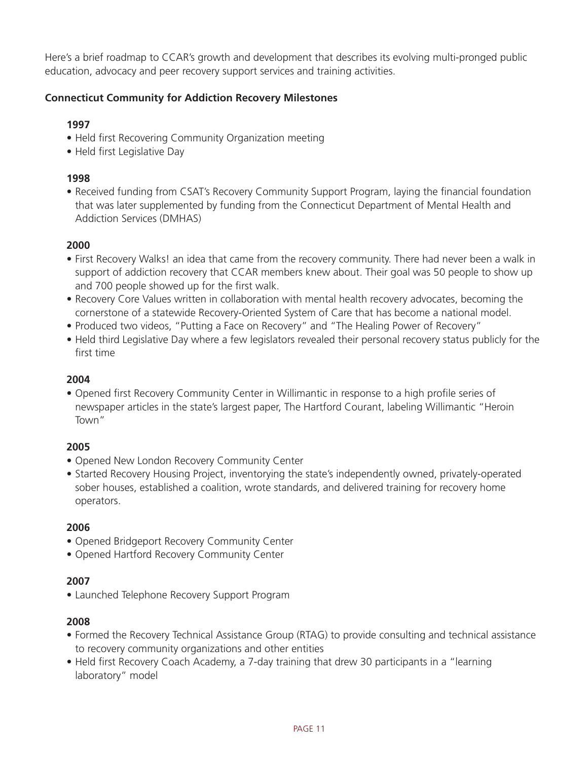Here's a brief roadmap to CCAR's growth and development that describes its evolving multi-pronged public education, advocacy and peer recovery support services and training activities.

**Connecticut Community for Addiction Recovery Milestones**

**1997**

- Held first Recovering Community Organization meeting
- Held first Legislative Day

**1998**

- Received funding from CSAT's Recovery Community Support Program, laying the financial foundation that was later supplemented by funding from the Connecticut Department of Mental Health and Addiction Services (DMHAS)

**2000**

- First Recovery Walks! an idea that came from the recovery community. There had never been a walk in support of addiction recovery that CCAR members knew about. Their goal was 50 people to show up and 700 people showed up for the first walk.
- Recovery Core Values written in collaboration with mental health recovery advocates, becoming the cornerstone of a statewide Recovery-Oriented System of Care that has become a national model.
- Produced two videos, "Putting a Face on Recovery" and "The Healing Power of Recovery"
- Held third Legislative Day where a few legislators revealed their personal recovery status publicly for the first time

**2004**

- Opened first Recovery Community Center in Willimantic in response to a high profile series of newspaper articles in the state's largest paper, The Hartford Courant, labeling Willimantic "Heroin Town"

**2005**

- Opened New London Recovery Community Center
- Started Recovery Housing Project, inventorying the state's independently owned, privately-operated sober houses, established a coalition, wrote standards, and delivered training for recovery home operators.

**2006**

- Opened Bridgeport Recovery Community Center
- Opened Hartford Recovery Community Center

**2007**

- Launched Telephone Recovery Support Program

**2008**

- Formed the Recovery Technical Assistance Group (RTAG) to provide consulting and technical assistance to recovery community organizations and other entities
- Held first Recovery Coach Academy, a 7-day training that drew 30 participants in a "learning laboratory" model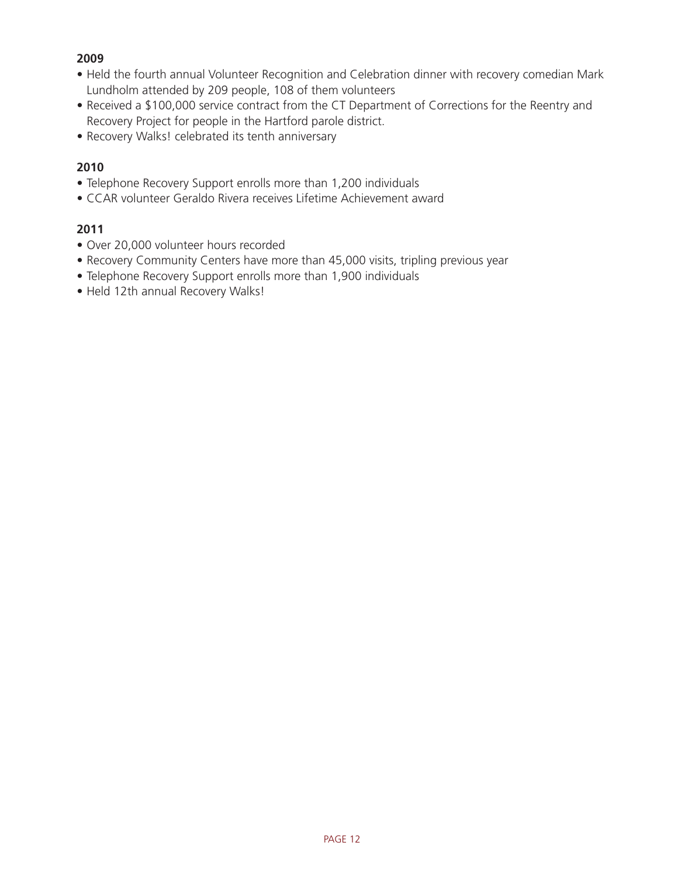**2009**

- Held the fourth annual Volunteer Recognition and Celebration dinner with recovery comedian Mark Lundholm attended by 209 people, 108 of them volunteers
- Received a $100,000 service contract from the CT Department of Corrections for the Reentry and Recovery Project for people in the Hartford parole district.
- Recovery Walks! celebrated its tenth anniversary

**2010**

- Telephone Recovery Support enrolls more than 1,200 individuals
- CCAR volunteer Geraldo Rivera receives Lifetime Achievement award

**2011**

- Over 20,000 volunteer hours recorded
- Recovery Community Centers have more than 45,000 visits, tripling previous year
- Telephone Recovery Support enrolls more than 1,900 individuals
- Held 12th annual Recovery Walks!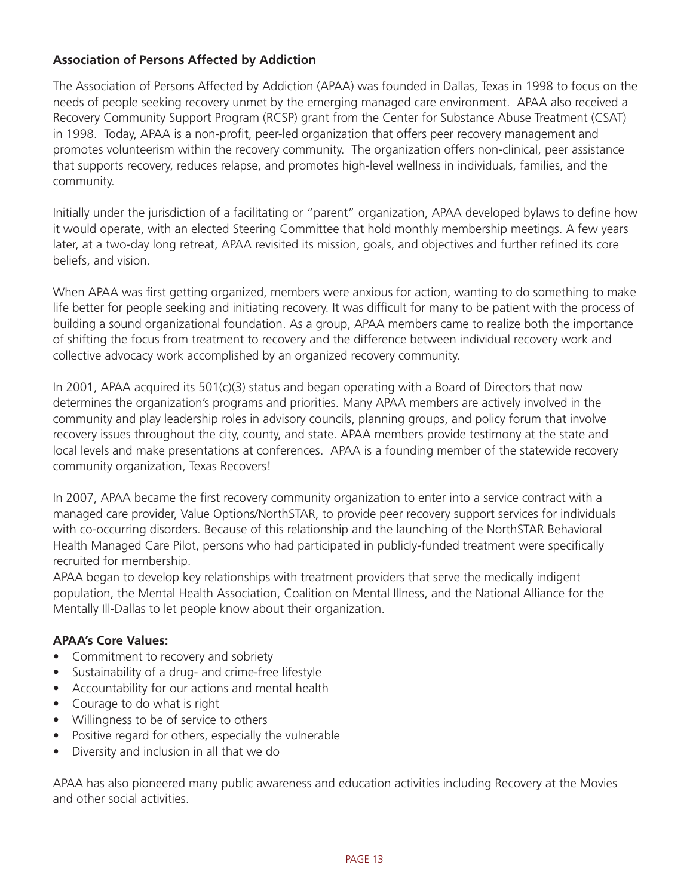## Association of Persons Affected by Addiction

The Association of Persons Affected by Addiction (APAA) was founded in Dallas, Texas in 1998 to focus on the needs of people seeking recovery unmet by the emerging managed care environment. APAA also received a Recovery Community Support Program (RCSP) grant from the Center for Substance Abuse Treatment (CSAT) in 1998. Today, APAA is a non-profit, peer-led organization that offers peer recovery management and promotes volunteerism within the recovery community. The organization offers non-clinical, peer assistance that supports recovery, reduces relapse, and promotes high-level wellness in individuals, families, and the community.

Initially under the jurisdiction of a facilitating or "parent" organization, APAA developed bylaws to define how it would operate, with an elected Steering Committee that hold monthly membership meetings. A few years later, at a two-day long retreat, APAA revisited its mission, goals, and objectives and further refined its core beliefs, and vision.

When APAA was first getting organized, members were anxious for action, wanting to do something to make life better for people seeking and initiating recovery. It was difficult for many to be patient with the process of building a sound organizational foundation. As a group, APAA members came to realize both the importance of shifting the focus from treatment to recovery and the difference between individual recovery work and collective advocacy work accomplished by an organized recovery community.

In 2001, APAA acquired its 501(c)(3) status and began operating with a Board of Directors that now determines the organization's programs and priorities. Many APAA members are actively involved in the community and play leadership roles in advisory councils, planning groups, and policy forum that involve recovery issues throughout the city, county, and state. APAA members provide testimony at the state and local levels and make presentations at conferences. APAA is a founding member of the statewide recovery community organization, Texas Recovers!

In 2007, APAA became the first recovery community organization to enter into a service contract with a managed care provider, Value Options/NorthSTAR, to provide peer recovery support services for individuals with co-occurring disorders. Because of this relationship and the launching of the NorthSTAR Behavioral Health Managed Care Pilot, persons who had participated in publicly-funded treatment were specifically recruited for membership.
APAA began to develop key relationships with treatment providers that serve the medically indigent population, the Mental Health Association, Coalition on Mental Illness, and the National Alliance for the Mentally Ill-Dallas to let people know about their organization.

**APAA's Core Values:**

- Commitment to recovery and sobriety
- Sustainability of a drug- and crime-free lifestyle
- Accountability for our actions and mental health
- Courage to do what is right
- Willingness to be of service to others
- Positive regard for others, especially the vulnerable
- Diversity and inclusion in all that we do

APAA has also pioneered many public awareness and education activities including Recovery at the Movies and other social activities.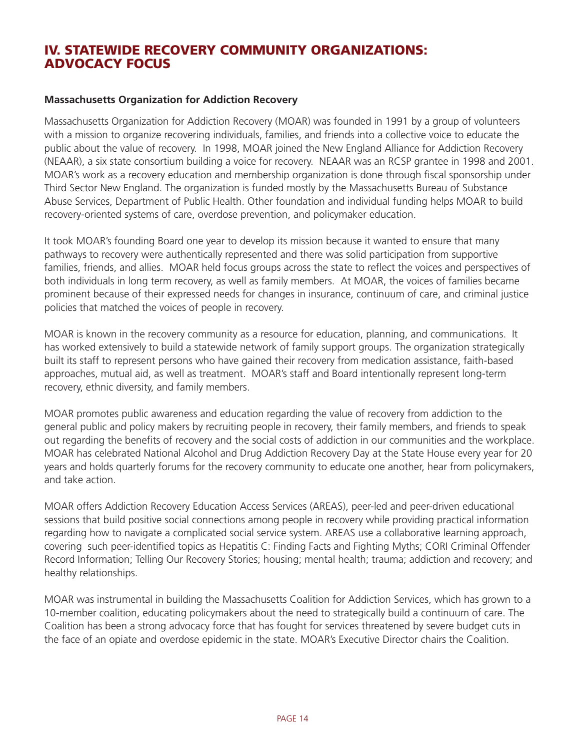# IV. STATEWIDE RECOVERY COMMUNITY ORGANIZATIONS: ADVOCACY FOCUS

**Massachusetts Organization for Addiction Recovery**

Massachusetts Organization for Addiction Recovery (MOAR) was founded in 1991 by a group of volunteers with a mission to organize recovering individuals, families, and friends into a collective voice to educate the public about the value of recovery. In 1998, MOAR joined the New England Alliance for Addiction Recovery (NEAAR), a six state consortium building a voice for recovery. NEAAR was an RCSP grantee in 1998 and 2001. MOAR's work as a recovery education and membership organization is done through fiscal sponsorship under Third Sector New England. The organization is funded mostly by the Massachusetts Bureau of Substance Abuse Services, Department of Public Health. Other foundation and individual funding helps MOAR to build recovery-oriented systems of care, overdose prevention, and policymaker education.

It took MOAR's founding Board one year to develop its mission because it wanted to ensure that many pathways to recovery were authentically represented and there was solid participation from supportive families, friends, and allies. MOAR held focus groups across the state to reflect the voices and perspectives of both individuals in long term recovery, as well as family members. At MOAR, the voices of families became prominent because of their expressed needs for changes in insurance, continuum of care, and criminal justice policies that matched the voices of people in recovery.

MOAR is known in the recovery community as a resource for education, planning, and communications. It has worked extensively to build a statewide network of family support groups. The organization strategically built its staff to represent persons who have gained their recovery from medication assistance, faith-based approaches, mutual aid, as well as treatment. MOAR's staff and Board intentionally represent long-term recovery, ethnic diversity, and family members.

MOAR promotes public awareness and education regarding the value of recovery from addiction to the general public and policy makers by recruiting people in recovery, their family members, and friends to speak out regarding the benefits of recovery and the social costs of addiction in our communities and the workplace. MOAR has celebrated National Alcohol and Drug Addiction Recovery Day at the State House every year for 20 years and holds quarterly forums for the recovery community to educate one another, hear from policymakers, and take action.

MOAR offers Addiction Recovery Education Access Services (AREAS), peer-led and peer-driven educational sessions that build positive social connections among people in recovery while providing practical information regarding how to navigate a complicated social service system. AREAS use a collaborative learning approach, covering such peer-identified topics as Hepatitis C: Finding Facts and Fighting Myths; CORI Criminal Offender Record Information; Telling Our Recovery Stories; housing; mental health; trauma; addiction and recovery; and healthy relationships.

MOAR was instrumental in building the Massachusetts Coalition for Addiction Services, which has grown to a 10-member coalition, educating policymakers about the need to strategically build a continuum of care. The Coalition has been a strong advocacy force that has fought for services threatened by severe budget cuts in the face of an opiate and overdose epidemic in the state. MOAR's Executive Director chairs the Coalition.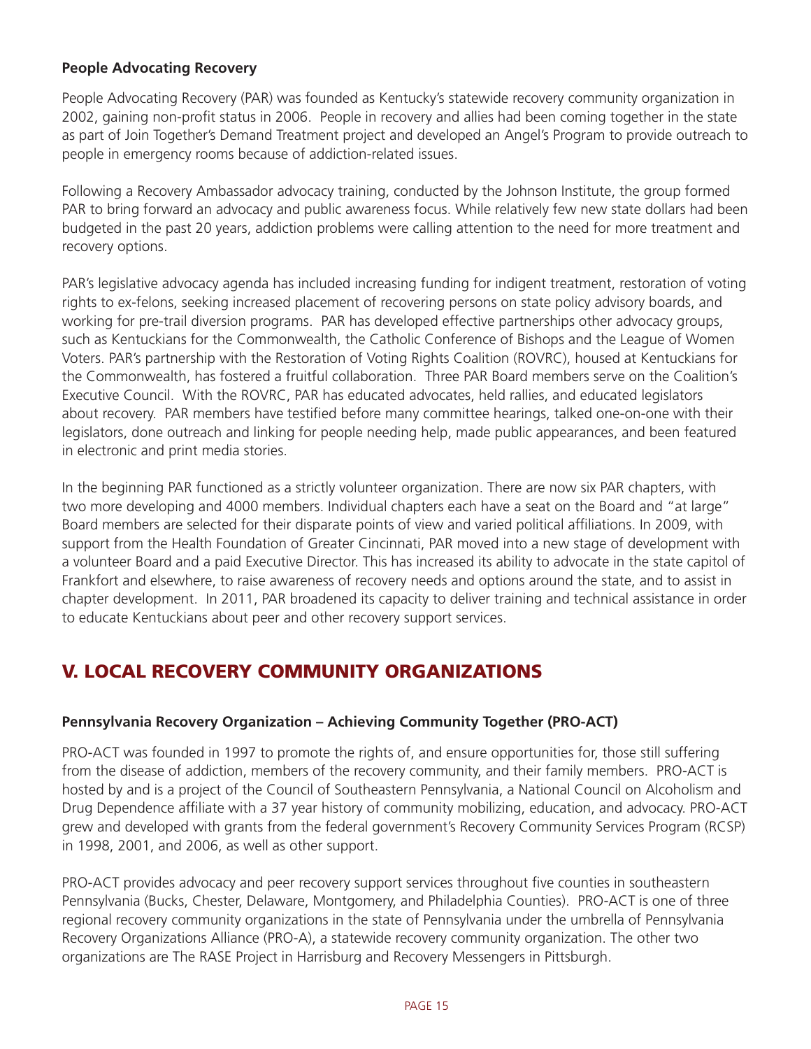**People Advocating Recovery**

People Advocating Recovery (PAR) was founded as Kentucky's statewide recovery community organization in 2002, gaining non-profit status in 2006. People in recovery and allies had been coming together in the state as part of Join Together's Demand Treatment project and developed an Angel's Program to provide outreach to people in emergency rooms because of addiction-related issues.

Following a Recovery Ambassador advocacy training, conducted by the Johnson Institute, the group formed PAR to bring forward an advocacy and public awareness focus. While relatively few new state dollars had been budgeted in the past 20 years, addiction problems were calling attention to the need for more treatment and recovery options.

PAR's legislative advocacy agenda has included increasing funding for indigent treatment, restoration of voting rights to ex-felons, seeking increased placement of recovering persons on state policy advisory boards, and working for pre-trail diversion programs. PAR has developed effective partnerships other advocacy groups, such as Kentuckians for the Commonwealth, the Catholic Conference of Bishops and the League of Women Voters. PAR's partnership with the Restoration of Voting Rights Coalition (ROVRC), housed at Kentuckians for the Commonwealth, has fostered a fruitful collaboration. Three PAR Board members serve on the Coalition's Executive Council. With the ROVRC, PAR has educated advocates, held rallies, and educated legislators about recovery. PAR members have testified before many committee hearings, talked one-on-one with their legislators, done outreach and linking for people needing help, made public appearances, and been featured in electronic and print media stories.

In the beginning PAR functioned as a strictly volunteer organization. There are now six PAR chapters, with two more developing and 4000 members. Individual chapters each have a seat on the Board and "at large" Board members are selected for their disparate points of view and varied political affiliations. In 2009, with support from the Health Foundation of Greater Cincinnati, PAR moved into a new stage of development with a volunteer Board and a paid Executive Director. This has increased its ability to advocate in the state capitol of Frankfort and elsewhere, to raise awareness of recovery needs and options around the state, and to assist in chapter development. In 2011, PAR broadened its capacity to deliver training and technical assistance in order to educate Kentuckians about peer and other recovery support services.

## V. LOCAL RECOVERY COMMUNITY ORGANIZATIONS

**Pennsylvania Recovery Organization – Achieving Community Together (PRO-ACT)**

PRO-ACT was founded in 1997 to promote the rights of, and ensure opportunities for, those still suffering from the disease of addiction, members of the recovery community, and their family members. PRO-ACT is hosted by and is a project of the Council of Southeastern Pennsylvania, a National Council on Alcoholism and Drug Dependence affiliate with a 37 year history of community mobilizing, education, and advocacy. PRO-ACT grew and developed with grants from the federal government's Recovery Community Services Program (RCSP) in 1998, 2001, and 2006, as well as other support.

PRO-ACT provides advocacy and peer recovery support services throughout five counties in southeastern Pennsylvania (Bucks, Chester, Delaware, Montgomery, and Philadelphia Counties). PRO-ACT is one of three regional recovery community organizations in the state of Pennsylvania under the umbrella of Pennsylvania Recovery Organizations Alliance (PRO-A), a statewide recovery community organization. The other two organizations are The RASE Project in Harrisburg and Recovery Messengers in Pittsburgh.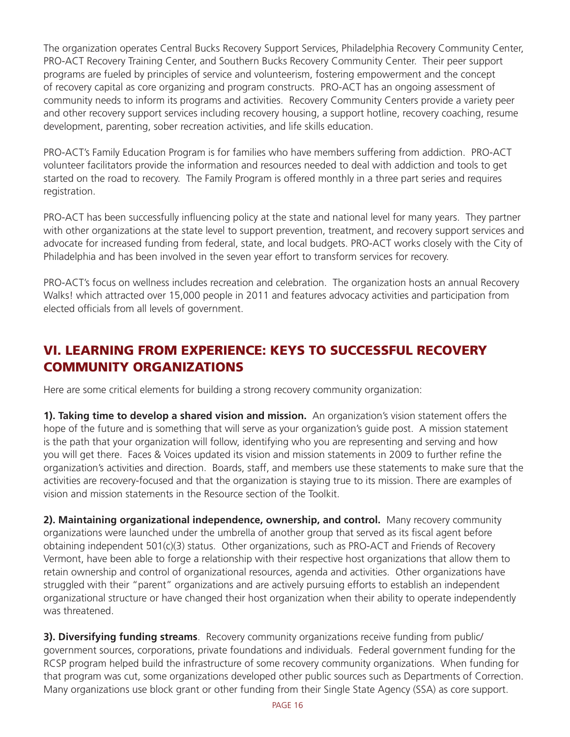The organization operates Central Bucks Recovery Support Services, Philadelphia Recovery Community Center, PRO-ACT Recovery Training Center, and Southern Bucks Recovery Community Center. Their peer support programs are fueled by principles of service and volunteerism, fostering empowerment and the concept of recovery capital as core organizing and program constructs. PRO-ACT has an ongoing assessment of community needs to inform its programs and activities. Recovery Community Centers provide a variety peer and other recovery support services including recovery housing, a support hotline, recovery coaching, resume development, parenting, sober recreation activities, and life skills education.

PRO-ACT's Family Education Program is for families who have members suffering from addiction. PRO-ACT volunteer facilitators provide the information and resources needed to deal with addiction and tools to get started on the road to recovery. The Family Program is offered monthly in a three part series and requires registration.

PRO-ACT has been successfully influencing policy at the state and national level for many years. They partner with other organizations at the state level to support prevention, treatment, and recovery support services and advocate for increased funding from federal, state, and local budgets. PRO-ACT works closely with the City of Philadelphia and has been involved in the seven year effort to transform services for recovery.

PRO-ACT's focus on wellness includes recreation and celebration. The organization hosts an annual Recovery Walks! which attracted over 15,000 people in 2011 and features advocacy activities and participation from elected officials from all levels of government.

## VI. LEARNING FROM EXPERIENCE: KEYS TO SUCCESSFUL RECOVERY COMMUNITY ORGANIZATIONS

Here are some critical elements for building a strong recovery community organization:

**1). Taking time to develop a shared vision and mission.** An organization's vision statement offers the hope of the future and is something that will serve as your organization's guide post. A mission statement is the path that your organization will follow, identifying who you are representing and serving and how you will get there. Faces & Voices updated its vision and mission statements in 2009 to further refine the organization's activities and direction. Boards, staff, and members use these statements to make sure that the activities are recovery-focused and that the organization is staying true to its mission. There are examples of vision and mission statements in the Resource section of the Toolkit.

**2). Maintaining organizational independence, ownership, and control.** Many recovery community organizations were launched under the umbrella of another group that served as its fiscal agent before obtaining independent 501(c)(3) status. Other organizations, such as PRO-ACT and Friends of Recovery Vermont, have been able to forge a relationship with their respective host organizations that allow them to retain ownership and control of organizational resources, agenda and activities. Other organizations have struggled with their "parent" organizations and are actively pursuing efforts to establish an independent organizational structure or have changed their host organization when their ability to operate independently was threatened.

**3). Diversifying funding streams**. Recovery community organizations receive funding from public/government sources, corporations, private foundations and individuals. Federal government funding for the RCSP program helped build the infrastructure of some recovery community organizations. When funding for that program was cut, some organizations developed other public sources such as Departments of Correction. Many organizations use block grant or other funding from their Single State Agency (SSA) as core support.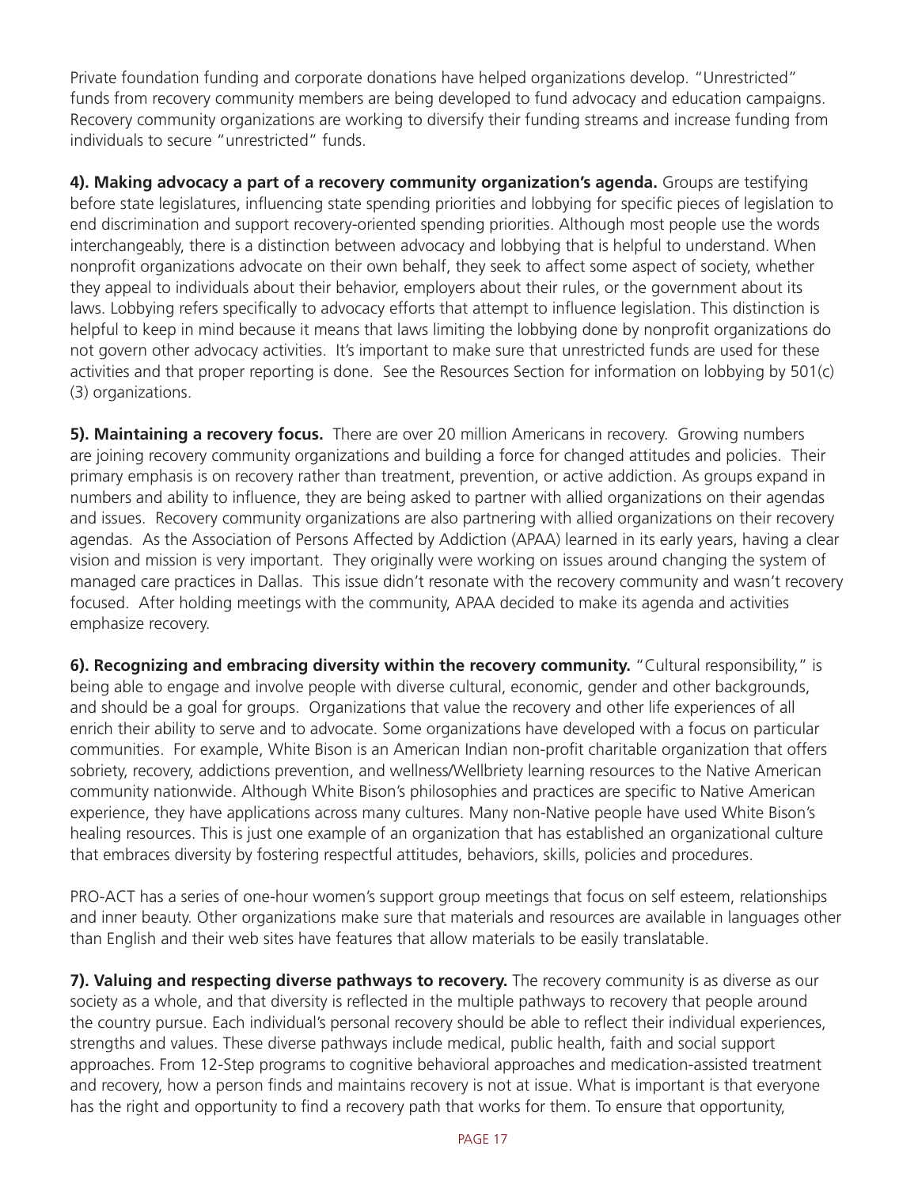Private foundation funding and corporate donations have helped organizations develop. "Unrestricted" funds from recovery community members are being developed to fund advocacy and education campaigns. Recovery community organizations are working to diversify their funding streams and increase funding from individuals to secure "unrestricted" funds.

**4). Making advocacy a part of a recovery community organization's agenda.** Groups are testifying before state legislatures, influencing state spending priorities and lobbying for specific pieces of legislation to end discrimination and support recovery-oriented spending priorities. Although most people use the words interchangeably, there is a distinction between advocacy and lobbying that is helpful to understand. When nonprofit organizations advocate on their own behalf, they seek to affect some aspect of society, whether they appeal to individuals about their behavior, employers about their rules, or the government about its laws. Lobbying refers specifically to advocacy efforts that attempt to influence legislation. This distinction is helpful to keep in mind because it means that laws limiting the lobbying done by nonprofit organizations do not govern other advocacy activities. It's important to make sure that unrestricted funds are used for these activities and that proper reporting is done. See the Resources Section for information on lobbying by 501(c)(3) organizations.

**5). Maintaining a recovery focus.** There are over 20 million Americans in recovery. Growing numbers are joining recovery community organizations and building a force for changed attitudes and policies. Their primary emphasis is on recovery rather than treatment, prevention, or active addiction. As groups expand in numbers and ability to influence, they are being asked to partner with allied organizations on their agendas and issues. Recovery community organizations are also partnering with allied organizations on their recovery agendas. As the Association of Persons Affected by Addiction (APAA) learned in its early years, having a clear vision and mission is very important. They originally were working on issues around changing the system of managed care practices in Dallas. This issue didn't resonate with the recovery community and wasn't recovery focused. After holding meetings with the community, APAA decided to make its agenda and activities emphasize recovery.

**6). Recognizing and embracing diversity within the recovery community.** "Cultural responsibility," is being able to engage and involve people with diverse cultural, economic, gender and other backgrounds, and should be a goal for groups. Organizations that value the recovery and other life experiences of all enrich their ability to serve and to advocate. Some organizations have developed with a focus on particular communities. For example, White Bison is an American Indian non-profit charitable organization that offers sobriety, recovery, addictions prevention, and wellness/Wellbriety learning resources to the Native American community nationwide. Although White Bison's philosophies and practices are specific to Native American experience, they have applications across many cultures. Many non-Native people have used White Bison's healing resources. This is just one example of an organization that has established an organizational culture that embraces diversity by fostering respectful attitudes, behaviors, skills, policies and procedures.

PRO-ACT has a series of one-hour women's support group meetings that focus on self esteem, relationships and inner beauty. Other organizations make sure that materials and resources are available in languages other than English and their web sites have features that allow materials to be easily translatable.

**7). Valuing and respecting diverse pathways to recovery.** The recovery community is as diverse as our society as a whole, and that diversity is reflected in the multiple pathways to recovery that people around the country pursue. Each individual's personal recovery should be able to reflect their individual experiences, strengths and values. These diverse pathways include medical, public health, faith and social support approaches. From 12-Step programs to cognitive behavioral approaches and medication-assisted treatment and recovery, how a person finds and maintains recovery is not at issue. What is important is that everyone has the right and opportunity to find a recovery path that works for them. To ensure that opportunity,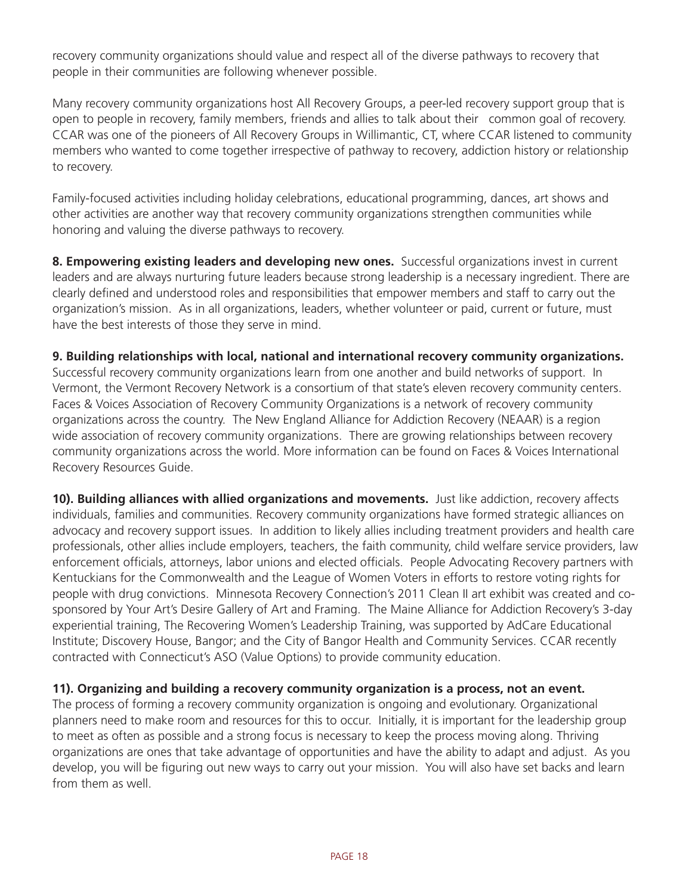recovery community organizations should value and respect all of the diverse pathways to recovery that people in their communities are following whenever possible.

Many recovery community organizations host All Recovery Groups, a peer-led recovery support group that is open to people in recovery, family members, friends and allies to talk about their common goal of recovery. CCAR was one of the pioneers of All Recovery Groups in Willimantic, CT, where CCAR listened to community members who wanted to come together irrespective of pathway to recovery, addiction history or relationship to recovery.

Family-focused activities including holiday celebrations, educational programming, dances, art shows and other activities are another way that recovery community organizations strengthen communities while honoring and valuing the diverse pathways to recovery.

**8. Empowering existing leaders and developing new ones.** Successful organizations invest in current leaders and are always nurturing future leaders because strong leadership is a necessary ingredient. There are clearly defined and understood roles and responsibilities that empower members and staff to carry out the organization's mission. As in all organizations, leaders, whether volunteer or paid, current or future, must have the best interests of those they serve in mind.

**9. Building relationships with local, national and international recovery community organizations.** Successful recovery community organizations learn from one another and build networks of support. In Vermont, the Vermont Recovery Network is a consortium of that state's eleven recovery community centers. Faces & Voices Association of Recovery Community Organizations is a network of recovery community organizations across the country. The New England Alliance for Addiction Recovery (NEAAR) is a region wide association of recovery community organizations. There are growing relationships between recovery community organizations across the world. More information can be found on Faces & Voices International Recovery Resources Guide.

**10). Building alliances with allied organizations and movements.** Just like addiction, recovery affects individuals, families and communities. Recovery community organizations have formed strategic alliances on advocacy and recovery support issues. In addition to likely allies including treatment providers and health care professionals, other allies include employers, teachers, the faith community, child welfare service providers, law enforcement officials, attorneys, labor unions and elected officials. People Advocating Recovery partners with Kentuckians for the Commonwealth and the League of Women Voters in efforts to restore voting rights for people with drug convictions. Minnesota Recovery Connection's 2011 Clean II art exhibit was created and co-sponsored by Your Art's Desire Gallery of Art and Framing. The Maine Alliance for Addiction Recovery's 3-day experiential training, The Recovering Women's Leadership Training, was supported by AdCare Educational Institute; Discovery House, Bangor; and the City of Bangor Health and Community Services. CCAR recently contracted with Connecticut's ASO (Value Options) to provide community education.

**11). Organizing and building a recovery community organization is a process, not an event.** The process of forming a recovery community organization is ongoing and evolutionary. Organizational planners need to make room and resources for this to occur. Initially, it is important for the leadership group to meet as often as possible and a strong focus is necessary to keep the process moving along. Thriving organizations are ones that take advantage of opportunities and have the ability to adapt and adjust. As you develop, you will be figuring out new ways to carry out your mission. You will also have set backs and learn from them as well.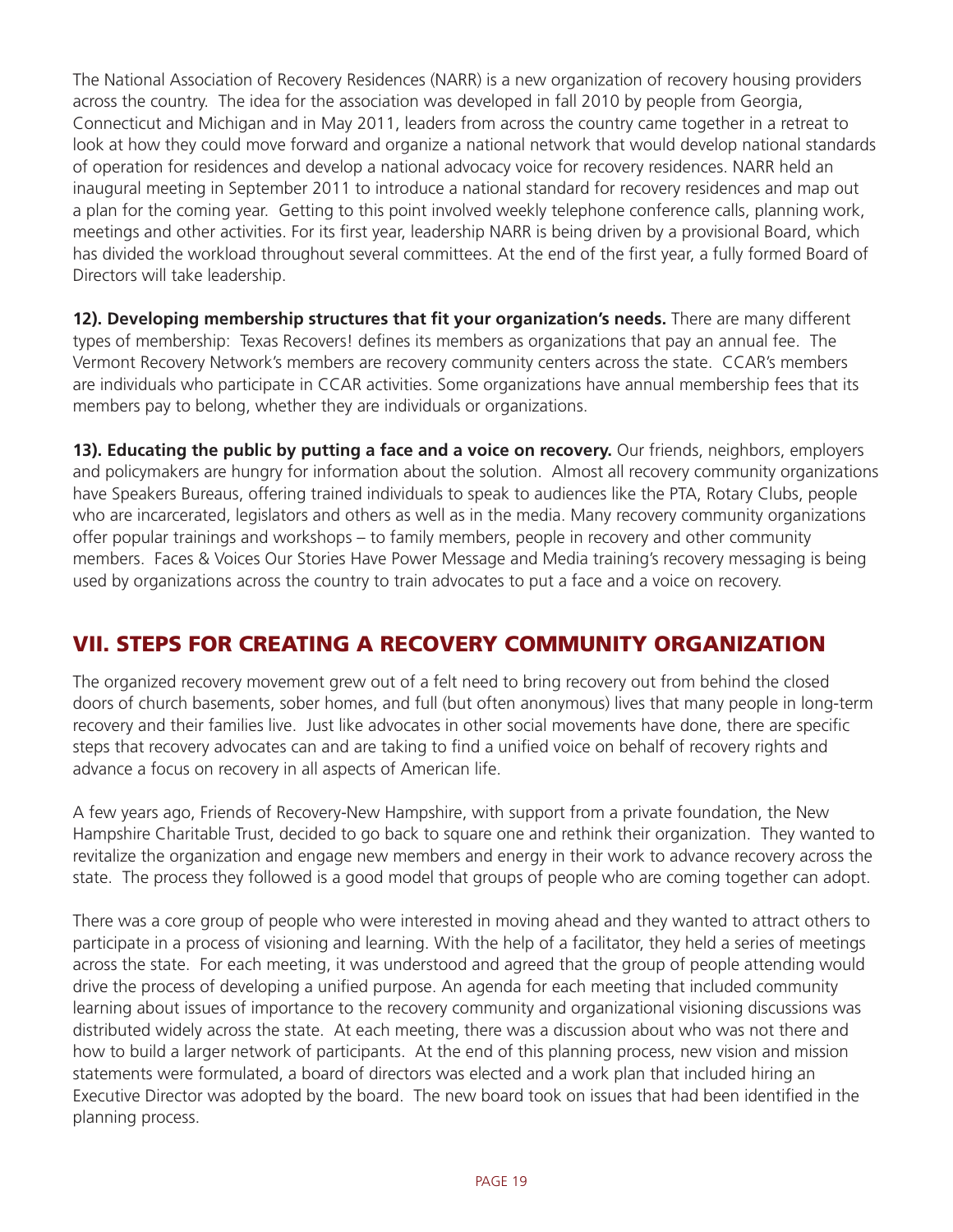The National Association of Recovery Residences (NARR) is a new organization of recovery housing providers across the country. The idea for the association was developed in fall 2010 by people from Georgia, Connecticut and Michigan and in May 2011, leaders from across the country came together in a retreat to look at how they could move forward and organize a national network that would develop national standards of operation for residences and develop a national advocacy voice for recovery residences. NARR held an inaugural meeting in September 2011 to introduce a national standard for recovery residences and map out a plan for the coming year. Getting to this point involved weekly telephone conference calls, planning work, meetings and other activities. For its first year, leadership NARR is being driven by a provisional Board, which has divided the workload throughout several committees. At the end of the first year, a fully formed Board of Directors will take leadership.

**12). Developing membership structures that fit your organization's needs.** There are many different types of membership: Texas Recovers! defines its members as organizations that pay an annual fee. The Vermont Recovery Network's members are recovery community centers across the state. CCAR's members are individuals who participate in CCAR activities. Some organizations have annual membership fees that its members pay to belong, whether they are individuals or organizations.

**13). Educating the public by putting a face and a voice on recovery.** Our friends, neighbors, employers and policymakers are hungry for information about the solution. Almost all recovery community organizations have Speakers Bureaus, offering trained individuals to speak to audiences like the PTA, Rotary Clubs, people who are incarcerated, legislators and others as well as in the media. Many recovery community organizations offer popular trainings and workshops – to family members, people in recovery and other community members. Faces & Voices Our Stories Have Power Message and Media training's recovery messaging is being used by organizations across the country to train advocates to put a face and a voice on recovery.

## VII. STEPS FOR CREATING A RECOVERY COMMUNITY ORGANIZATION

The organized recovery movement grew out of a felt need to bring recovery out from behind the closed doors of church basements, sober homes, and full (but often anonymous) lives that many people in long-term recovery and their families live. Just like advocates in other social movements have done, there are specific steps that recovery advocates can and are taking to find a unified voice on behalf of recovery rights and advance a focus on recovery in all aspects of American life.

A few years ago, Friends of Recovery-New Hampshire, with support from a private foundation, the New Hampshire Charitable Trust, decided to go back to square one and rethink their organization. They wanted to revitalize the organization and engage new members and energy in their work to advance recovery across the state. The process they followed is a good model that groups of people who are coming together can adopt.

There was a core group of people who were interested in moving ahead and they wanted to attract others to participate in a process of visioning and learning. With the help of a facilitator, they held a series of meetings across the state. For each meeting, it was understood and agreed that the group of people attending would drive the process of developing a unified purpose. An agenda for each meeting that included community learning about issues of importance to the recovery community and organizational visioning discussions was distributed widely across the state. At each meeting, there was a discussion about who was not there and how to build a larger network of participants. At the end of this planning process, new vision and mission statements were formulated, a board of directors was elected and a work plan that included hiring an Executive Director was adopted by the board. The new board took on issues that had been identified in the planning process.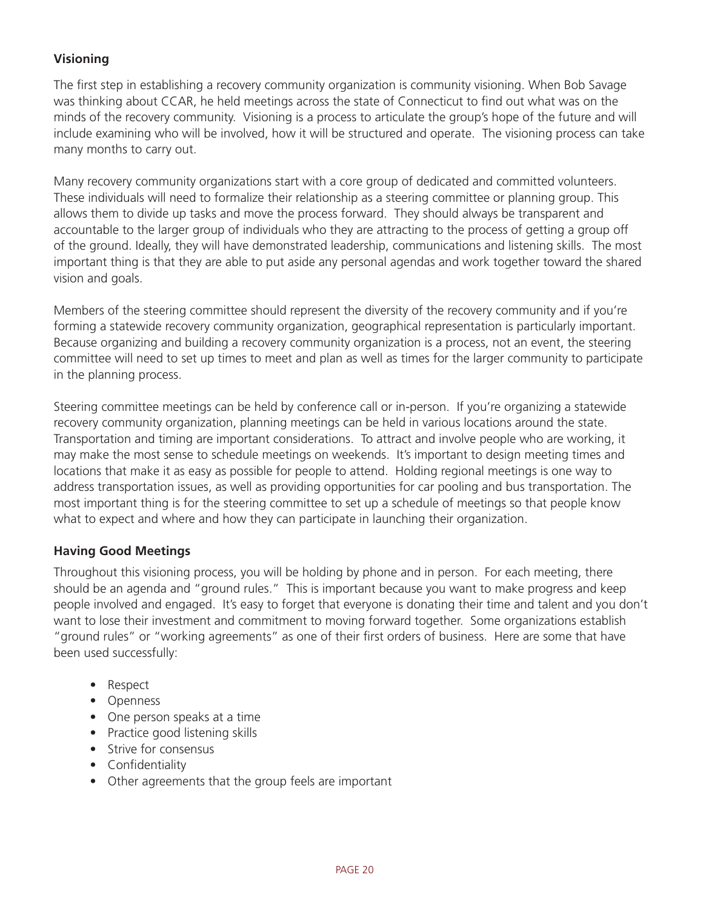### Visioning

The first step in establishing a recovery community organization is community visioning. When Bob Savage was thinking about CCAR, he held meetings across the state of Connecticut to find out what was on the minds of the recovery community. Visioning is a process to articulate the group's hope of the future and will include examining who will be involved, how it will be structured and operate. The visioning process can take many months to carry out.

Many recovery community organizations start with a core group of dedicated and committed volunteers. These individuals will need to formalize their relationship as a steering committee or planning group. This allows them to divide up tasks and move the process forward. They should always be transparent and accountable to the larger group of individuals who they are attracting to the process of getting a group off of the ground. Ideally, they will have demonstrated leadership, communications and listening skills. The most important thing is that they are able to put aside any personal agendas and work together toward the shared vision and goals.

Members of the steering committee should represent the diversity of the recovery community and if you're forming a statewide recovery community organization, geographical representation is particularly important. Because organizing and building a recovery community organization is a process, not an event, the steering committee will need to set up times to meet and plan as well as times for the larger community to participate in the planning process.

Steering committee meetings can be held by conference call or in-person. If you're organizing a statewide recovery community organization, planning meetings can be held in various locations around the state. Transportation and timing are important considerations. To attract and involve people who are working, it may make the most sense to schedule meetings on weekends. It's important to design meeting times and locations that make it as easy as possible for people to attend. Holding regional meetings is one way to address transportation issues, as well as providing opportunities for car pooling and bus transportation. The most important thing is for the steering committee to set up a schedule of meetings so that people know what to expect and where and how they can participate in launching their organization.

### Having Good Meetings

Throughout this visioning process, you will be holding by phone and in person. For each meeting, there should be an agenda and "ground rules." This is important because you want to make progress and keep people involved and engaged. It's easy to forget that everyone is donating their time and talent and you don't want to lose their investment and commitment to moving forward together. Some organizations establish "ground rules" or "working agreements" as one of their first orders of business. Here are some that have been used successfully:

- Respect
- Openness
- One person speaks at a time
- Practice good listening skills
- Strive for consensus
- Confidentiality
- Other agreements that the group feels are important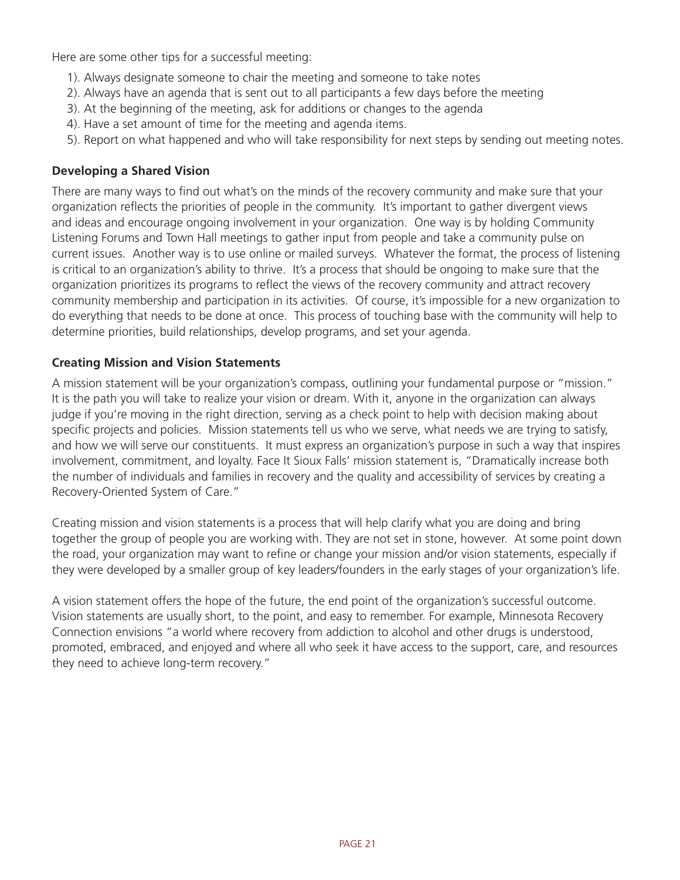Here are some other tips for a successful meeting:

1). Always designate someone to chair the meeting and someone to take notes
2). Always have an agenda that is sent out to all participants a few days before the meeting
3). At the beginning of the meeting, ask for additions or changes to the agenda
4). Have a set amount of time for the meeting and agenda items.
5). Report on what happened and who will take responsibility for next steps by sending out meeting notes.

**Developing a Shared Vision**

There are many ways to find out what's on the minds of the recovery community and make sure that your organization reflects the priorities of people in the community. It's important to gather divergent views and ideas and encourage ongoing involvement in your organization. One way is by holding Community Listening Forums and Town Hall meetings to gather input from people and take a community pulse on current issues. Another way is to use online or mailed surveys. Whatever the format, the process of listening is critical to an organization's ability to thrive. It's a process that should be ongoing to make sure that the organization prioritizes its programs to reflect the views of the recovery community and attract recovery community membership and participation in its activities. Of course, it's impossible for a new organization to do everything that needs to be done at once. This process of touching base with the community will help to determine priorities, build relationships, develop programs, and set your agenda.

**Creating Mission and Vision Statements**

A mission statement will be your organization's compass, outlining your fundamental purpose or "mission." It is the path you will take to realize your vision or dream. With it, anyone in the organization can always judge if you're moving in the right direction, serving as a check point to help with decision making about specific projects and policies. Mission statements tell us who we serve, what needs we are trying to satisfy, and how we will serve our constituents. It must express an organization's purpose in such a way that inspires involvement, commitment, and loyalty. Face It Sioux Falls' mission statement is, "Dramatically increase both the number of individuals and families in recovery and the quality and accessibility of services by creating a Recovery-Oriented System of Care."

Creating mission and vision statements is a process that will help clarify what you are doing and bring together the group of people you are working with. They are not set in stone, however. At some point down the road, your organization may want to refine or change your mission and/or vision statements, especially if they were developed by a smaller group of key leaders/founders in the early stages of your organization's life.

A vision statement offers the hope of the future, the end point of the organization's successful outcome. Vision statements are usually short, to the point, and easy to remember. For example, Minnesota Recovery Connection envisions "a world where recovery from addiction to alcohol and other drugs is understood, promoted, embraced, and enjoyed and where all who seek it have access to the support, care, and resources they need to achieve long-term recovery."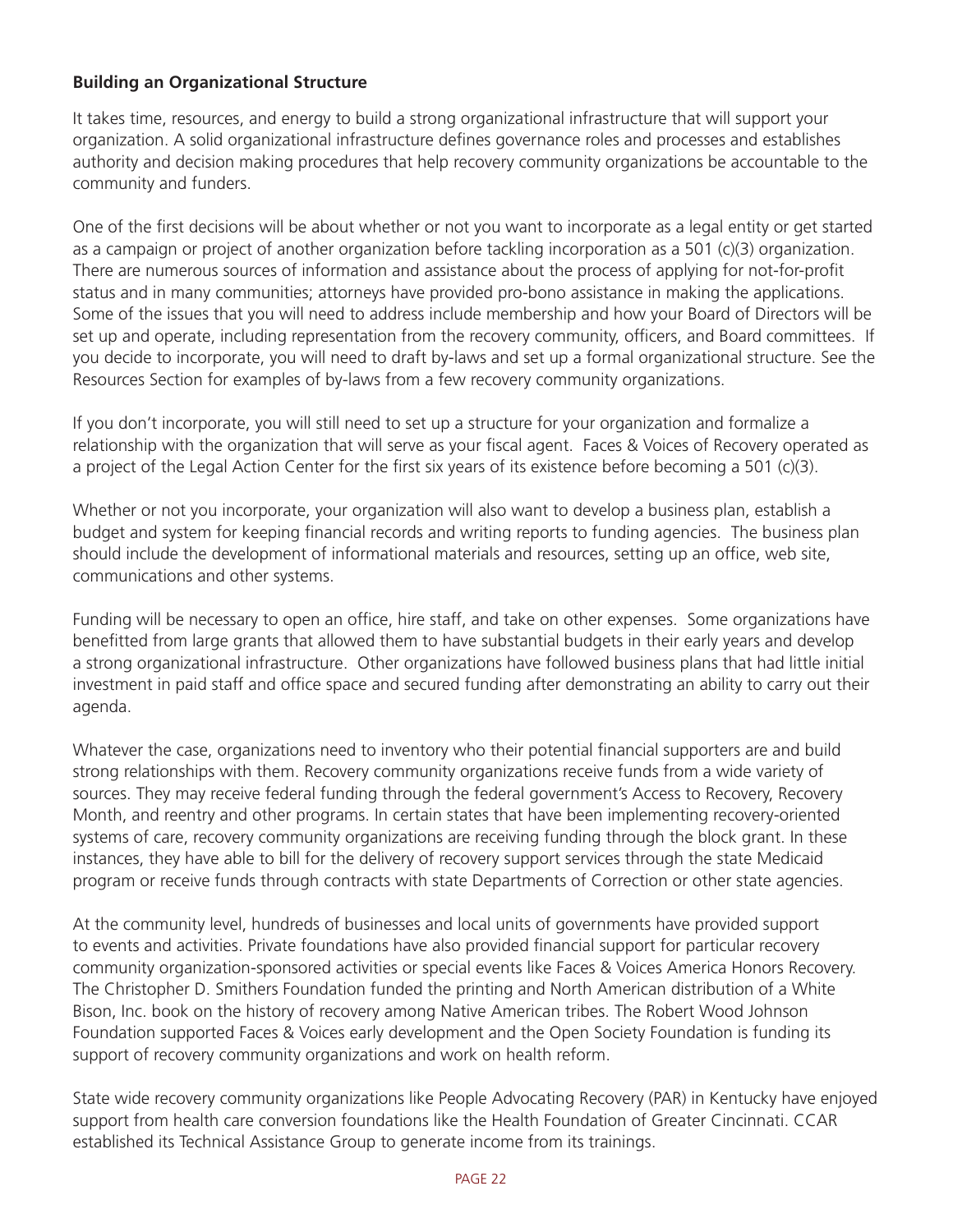**Building an Organizational Structure**

It takes time, resources, and energy to build a strong organizational infrastructure that will support your organization. A solid organizational infrastructure defines governance roles and processes and establishes authority and decision making procedures that help recovery community organizations be accountable to the community and funders.

One of the first decisions will be about whether or not you want to incorporate as a legal entity or get started as a campaign or project of another organization before tackling incorporation as a 501 (c)(3) organization. There are numerous sources of information and assistance about the process of applying for not-for-profit status and in many communities; attorneys have provided pro-bono assistance in making the applications. Some of the issues that you will need to address include membership and how your Board of Directors will be set up and operate, including representation from the recovery community, officers, and Board committees. If you decide to incorporate, you will need to draft by-laws and set up a formal organizational structure. See the Resources Section for examples of by-laws from a few recovery community organizations.

If you don't incorporate, you will still need to set up a structure for your organization and formalize a relationship with the organization that will serve as your fiscal agent. Faces & Voices of Recovery operated as a project of the Legal Action Center for the first six years of its existence before becoming a 501 (c)(3).

Whether or not you incorporate, your organization will also want to develop a business plan, establish a budget and system for keeping financial records and writing reports to funding agencies. The business plan should include the development of informational materials and resources, setting up an office, web site, communications and other systems.

Funding will be necessary to open an office, hire staff, and take on other expenses. Some organizations have benefitted from large grants that allowed them to have substantial budgets in their early years and develop a strong organizational infrastructure. Other organizations have followed business plans that had little initial investment in paid staff and office space and secured funding after demonstrating an ability to carry out their agenda.

Whatever the case, organizations need to inventory who their potential financial supporters are and build strong relationships with them. Recovery community organizations receive funds from a wide variety of sources. They may receive federal funding through the federal government's Access to Recovery, Recovery Month, and reentry and other programs. In certain states that have been implementing recovery-oriented systems of care, recovery community organizations are receiving funding through the block grant. In these instances, they have able to bill for the delivery of recovery support services through the state Medicaid program or receive funds through contracts with state Departments of Correction or other state agencies.

At the community level, hundreds of businesses and local units of governments have provided support to events and activities. Private foundations have also provided financial support for particular recovery community organization-sponsored activities or special events like Faces & Voices America Honors Recovery. The Christopher D. Smithers Foundation funded the printing and North American distribution of a White Bison, Inc. book on the history of recovery among Native American tribes. The Robert Wood Johnson Foundation supported Faces & Voices early development and the Open Society Foundation is funding its support of recovery community organizations and work on health reform.

State wide recovery community organizations like People Advocating Recovery (PAR) in Kentucky have enjoyed support from health care conversion foundations like the Health Foundation of Greater Cincinnati. CCAR established its Technical Assistance Group to generate income from its trainings.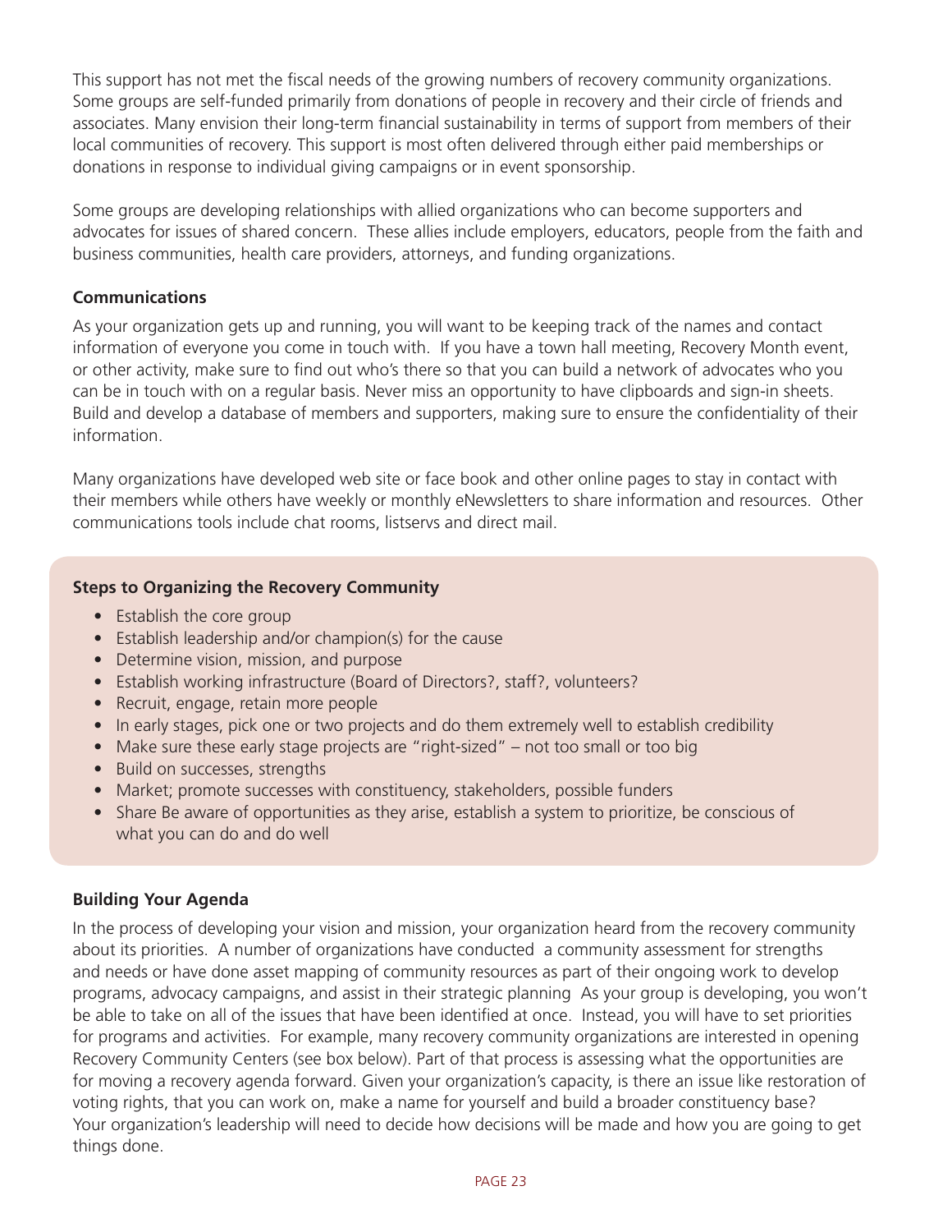This support has not met the fiscal needs of the growing numbers of recovery community organizations. Some groups are self-funded primarily from donations of people in recovery and their circle of friends and associates. Many envision their long-term financial sustainability in terms of support from members of their local communities of recovery. This support is most often delivered through either paid memberships or donations in response to individual giving campaigns or in event sponsorship.

Some groups are developing relationships with allied organizations who can become supporters and advocates for issues of shared concern. These allies include employers, educators, people from the faith and business communities, health care providers, attorneys, and funding organizations.

**Communications**

As your organization gets up and running, you will want to be keeping track of the names and contact information of everyone you come in touch with. If you have a town hall meeting, Recovery Month event, or other activity, make sure to find out who's there so that you can build a network of advocates who you can be in touch with on a regular basis. Never miss an opportunity to have clipboards and sign-in sheets. Build and develop a database of members and supporters, making sure to ensure the confidentiality of their information.

Many organizations have developed web site or face book and other online pages to stay in contact with their members while others have weekly or monthly eNewsletters to share information and resources. Other communications tools include chat rooms, listservs and direct mail.

**Steps to Organizing the Recovery Community**

- Establish the core group
- Establish leadership and/or champion(s) for the cause
- Determine vision, mission, and purpose
- Establish working infrastructure (Board of Directors?, staff?, volunteers?
- Recruit, engage, retain more people
- In early stages, pick one or two projects and do them extremely well to establish credibility
- Make sure these early stage projects are "right-sized" – not too small or too big
- Build on successes, strengths
- Market; promote successes with constituency, stakeholders, possible funders
- Share Be aware of opportunities as they arise, establish a system to prioritize, be conscious of what you can do and do well

**Building Your Agenda**

In the process of developing your vision and mission, your organization heard from the recovery community about its priorities. A number of organizations have conducted a community assessment for strengths and needs or have done asset mapping of community resources as part of their ongoing work to develop programs, advocacy campaigns, and assist in their strategic planning As your group is developing, you won't be able to take on all of the issues that have been identified at once. Instead, you will have to set priorities for programs and activities. For example, many recovery community organizations are interested in opening Recovery Community Centers (see box below). Part of that process is assessing what the opportunities are for moving a recovery agenda forward. Given your organization's capacity, is there an issue like restoration of voting rights, that you can work on, make a name for yourself and build a broader constituency base? Your organization's leadership will need to decide how decisions will be made and how you are going to get things done.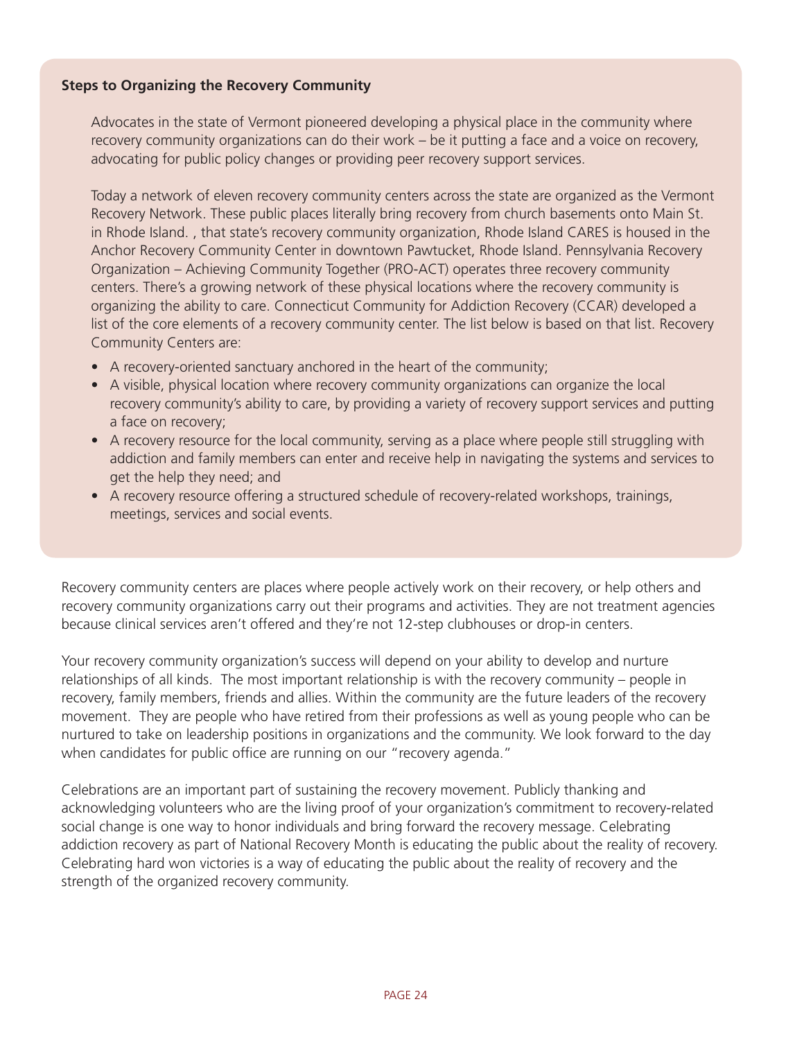**Steps to Organizing the Recovery Community**

Advocates in the state of Vermont pioneered developing a physical place in the community where recovery community organizations can do their work – be it putting a face and a voice on recovery, advocating for public policy changes or providing peer recovery support services.

Today a network of eleven recovery community centers across the state are organized as the Vermont Recovery Network. These public places literally bring recovery from church basements onto Main St. in Rhode Island. , that state's recovery community organization, Rhode Island CARES is housed in the Anchor Recovery Community Center in downtown Pawtucket, Rhode Island. Pennsylvania Recovery Organization – Achieving Community Together (PRO-ACT) operates three recovery community centers. There's a growing network of these physical locations where the recovery community is organizing the ability to care. Connecticut Community for Addiction Recovery (CCAR) developed a list of the core elements of a recovery community center. The list below is based on that list. Recovery Community Centers are:

- A recovery-oriented sanctuary anchored in the heart of the community;
- A visible, physical location where recovery community organizations can organize the local recovery community's ability to care, by providing a variety of recovery support services and putting a face on recovery;
- A recovery resource for the local community, serving as a place where people still struggling with addiction and family members can enter and receive help in navigating the systems and services to get the help they need; and
- A recovery resource offering a structured schedule of recovery-related workshops, trainings, meetings, services and social events.

Recovery community centers are places where people actively work on their recovery, or help others and recovery community organizations carry out their programs and activities. They are not treatment agencies because clinical services aren't offered and they're not 12-step clubhouses or drop-in centers.

Your recovery community organization's success will depend on your ability to develop and nurture relationships of all kinds. The most important relationship is with the recovery community – people in recovery, family members, friends and allies. Within the community are the future leaders of the recovery movement. They are people who have retired from their professions as well as young people who can be nurtured to take on leadership positions in organizations and the community. We look forward to the day when candidates for public office are running on our "recovery agenda."

Celebrations are an important part of sustaining the recovery movement. Publicly thanking and acknowledging volunteers who are the living proof of your organization's commitment to recovery-related social change is one way to honor individuals and bring forward the recovery message. Celebrating addiction recovery as part of National Recovery Month is educating the public about the reality of recovery. Celebrating hard won victories is a way of educating the public about the reality of recovery and the strength of the organized recovery community.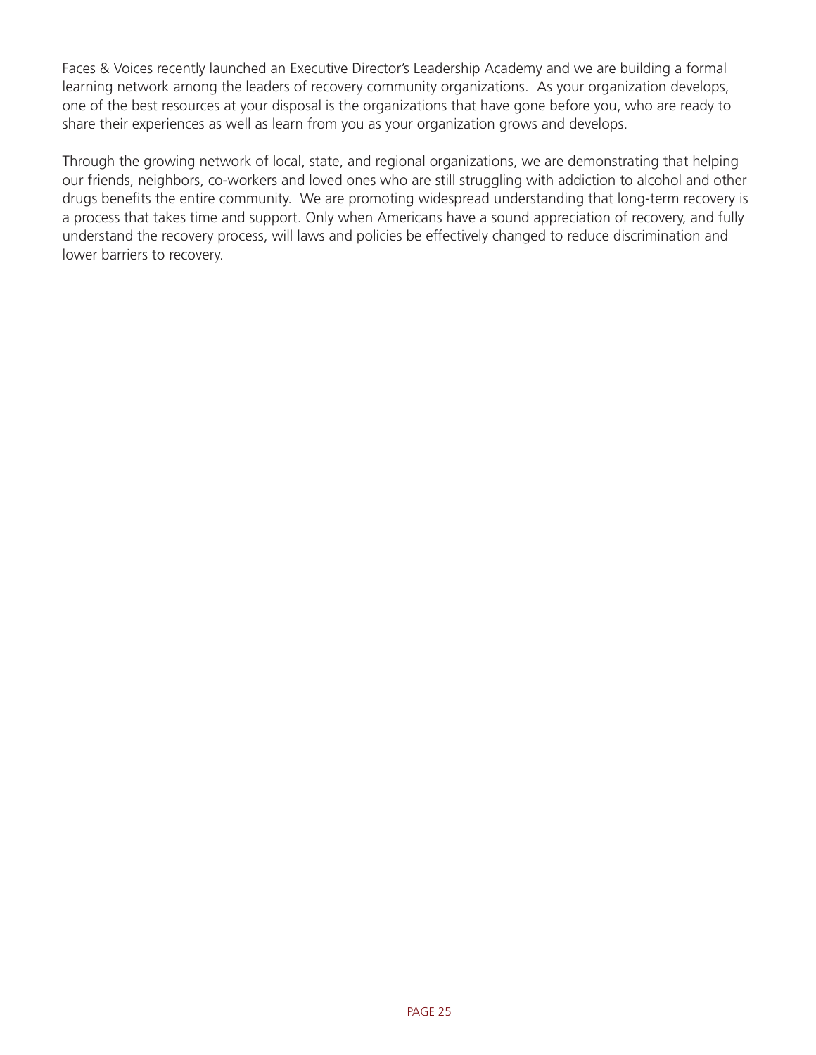Faces & Voices recently launched an Executive Director's Leadership Academy and we are building a formal learning network among the leaders of recovery community organizations. As your organization develops, one of the best resources at your disposal is the organizations that have gone before you, who are ready to share their experiences as well as learn from you as your organization grows and develops.

Through the growing network of local, state, and regional organizations, we are demonstrating that helping our friends, neighbors, co-workers and loved ones who are still struggling with addiction to alcohol and other drugs benefits the entire community. We are promoting widespread understanding that long-term recovery is a process that takes time and support. Only when Americans have a sound appreciation of recovery, and fully understand the recovery process, will laws and policies be effectively changed to reduce discrimination and lower barriers to recovery.